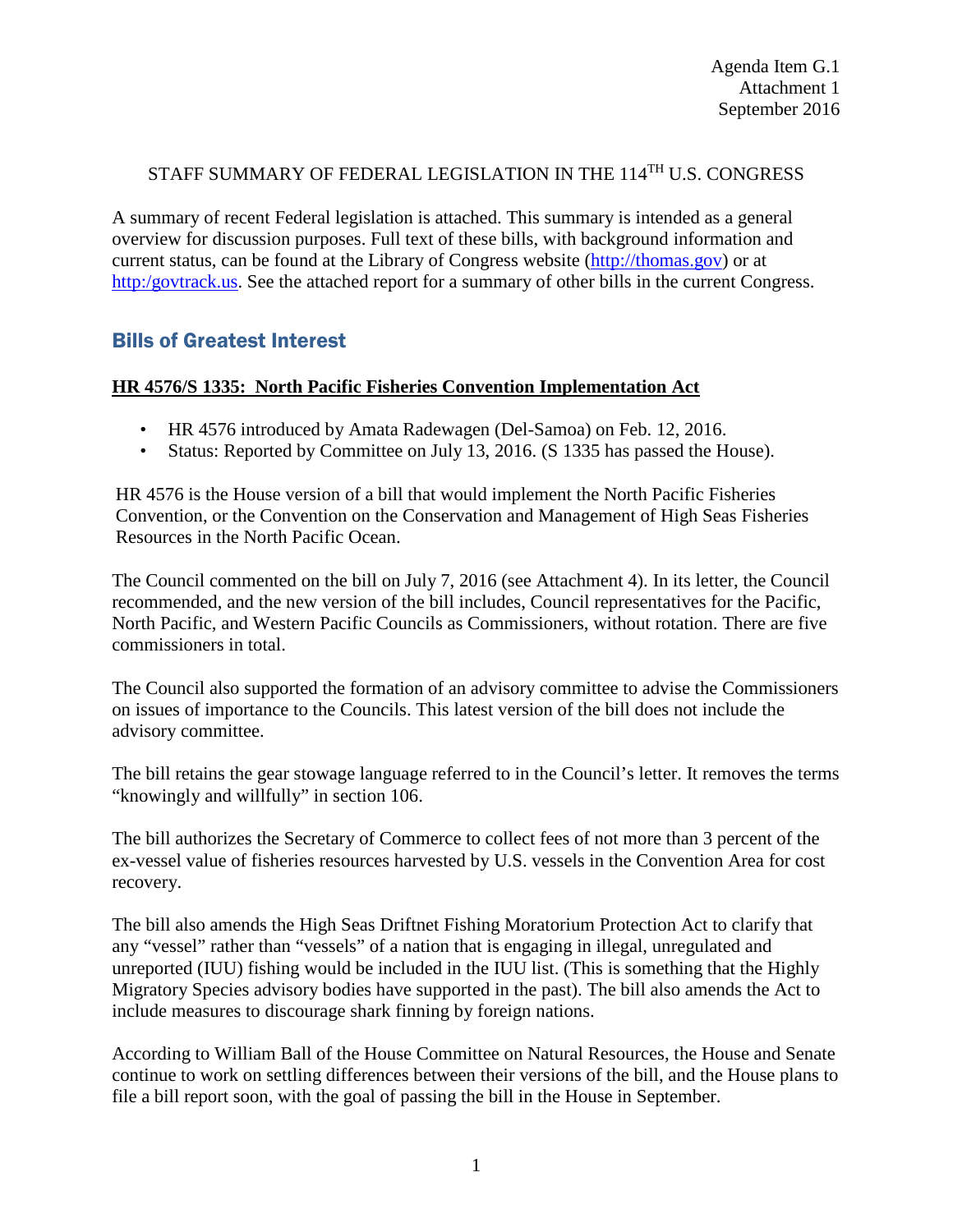Agenda Item G.1
Attachment 1
September 2016

# STAFF SUMMARY OF FEDERAL LEGISLATION IN THE 114TH U.S. CONGRESS

A summary of recent Federal legislation is attached. This summary is intended as a general overview for discussion purposes. Full text of these bills, with background information and current status, can be found at the Library of Congress website (http://thomas.gov) or at http:/govtrack.us. See the attached report for a summary of other bills in the current Congress.

## Bills of Greatest Interest

### HR 4576/S 1335: North Pacific Fisheries Convention Implementation Act

- HR 4576 introduced by Amata Radewagen (Del-Samoa) on Feb. 12, 2016.
- Status: Reported by Committee on July 13, 2016. (S 1335 has passed the House).

HR 4576 is the House version of a bill that would implement the North Pacific Fisheries Convention, or the Convention on the Conservation and Management of High Seas Fisheries Resources in the North Pacific Ocean.

The Council commented on the bill on July 7, 2016 (see Attachment 4). In its letter, the Council recommended, and the new version of the bill includes, Council representatives for the Pacific, North Pacific, and Western Pacific Councils as Commissioners, without rotation. There are five commissioners in total.

The Council also supported the formation of an advisory committee to advise the Commissioners on issues of importance to the Councils. This latest version of the bill does not include the advisory committee.

The bill retains the gear stowage language referred to in the Council's letter. It removes the terms "knowingly and willfully" in section 106.

The bill authorizes the Secretary of Commerce to collect fees of not more than 3 percent of the ex-vessel value of fisheries resources harvested by U.S. vessels in the Convention Area for cost recovery.

The bill also amends the High Seas Driftnet Fishing Moratorium Protection Act to clarify that any "vessel" rather than "vessels" of a nation that is engaging in illegal, unregulated and unreported (IUU) fishing would be included in the IUU list. (This is something that the Highly Migratory Species advisory bodies have supported in the past). The bill also amends the Act to include measures to discourage shark finning by foreign nations.

According to William Ball of the House Committee on Natural Resources, the House and Senate continue to work on settling differences between their versions of the bill, and the House plans to file a bill report soon, with the goal of passing the bill in the House in September.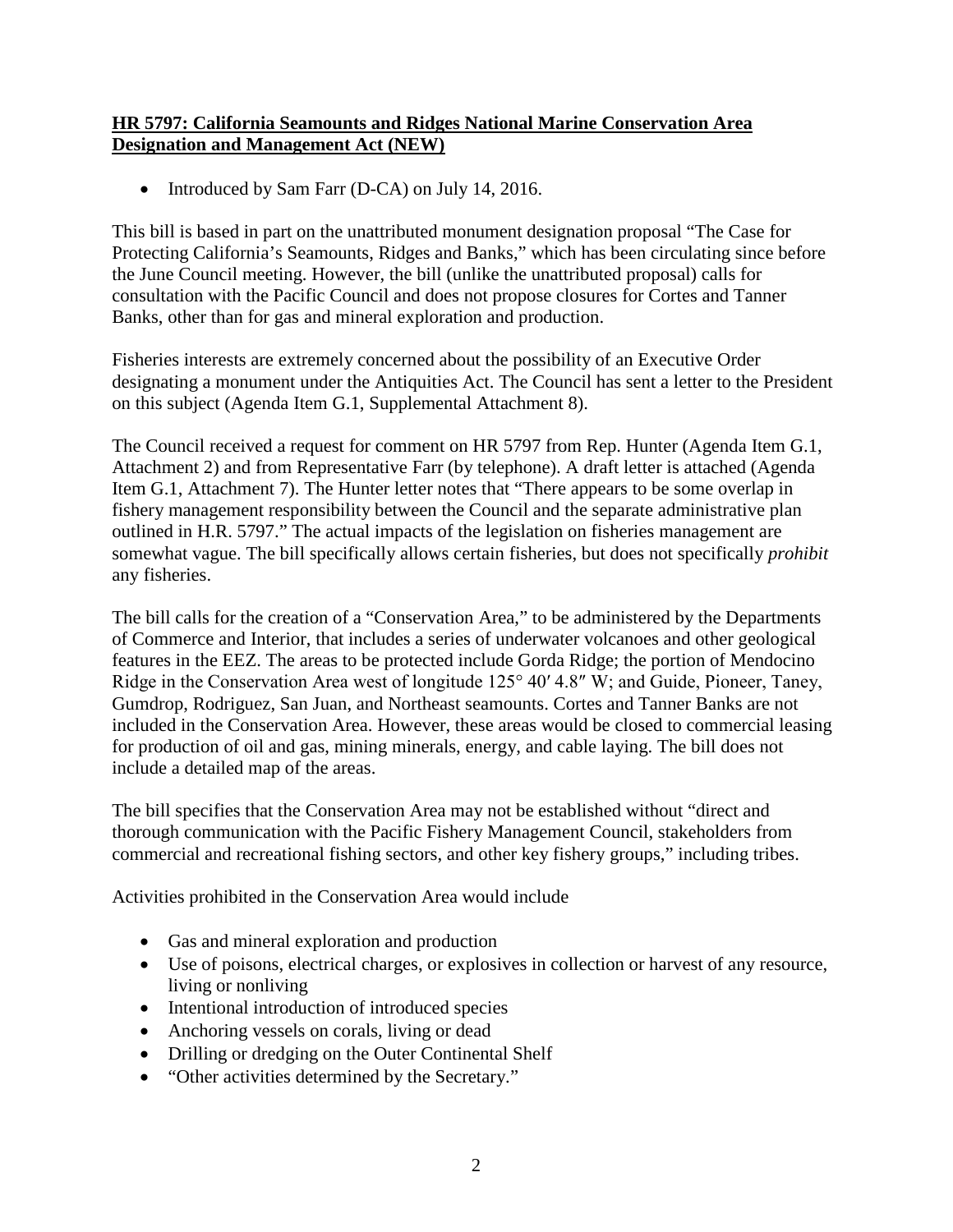**HR 5797: California Seamounts and Ridges National Marine Conservation Area Designation and Management Act (NEW)**

- Introduced by Sam Farr (D-CA) on July 14, 2016.

This bill is based in part on the unattributed monument designation proposal "The Case for Protecting California's Seamounts, Ridges and Banks," which has been circulating since before the June Council meeting. However, the bill (unlike the unattributed proposal) calls for consultation with the Pacific Council and does not propose closures for Cortes and Tanner Banks, other than for gas and mineral exploration and production.

Fisheries interests are extremely concerned about the possibility of an Executive Order designating a monument under the Antiquities Act. The Council has sent a letter to the President on this subject (Agenda Item G.1, Supplemental Attachment 8).

The Council received a request for comment on HR 5797 from Rep. Hunter (Agenda Item G.1, Attachment 2) and from Representative Farr (by telephone). A draft letter is attached (Agenda Item G.1, Attachment 7). The Hunter letter notes that "There appears to be some overlap in fishery management responsibility between the Council and the separate administrative plan outlined in H.R. 5797." The actual impacts of the legislation on fisheries management are somewhat vague. The bill specifically allows certain fisheries, but does not specifically *prohibit* any fisheries.

The bill calls for the creation of a "Conservation Area," to be administered by the Departments of Commerce and Interior, that includes a series of underwater volcanoes and other geological features in the EEZ. The areas to be protected include Gorda Ridge; the portion of Mendocino Ridge in the Conservation Area west of longitude 125° 40′ 4.8″ W; and Guide, Pioneer, Taney, Gumdrop, Rodriguez, San Juan, and Northeast seamounts. Cortes and Tanner Banks are not included in the Conservation Area. However, these areas would be closed to commercial leasing for production of oil and gas, mining minerals, energy, and cable laying. The bill does not include a detailed map of the areas.

The bill specifies that the Conservation Area may not be established without "direct and thorough communication with the Pacific Fishery Management Council, stakeholders from commercial and recreational fishing sectors, and other key fishery groups," including tribes.

Activities prohibited in the Conservation Area would include

- Gas and mineral exploration and production
- Use of poisons, electrical charges, or explosives in collection or harvest of any resource, living or nonliving
- Intentional introduction of introduced species
- Anchoring vessels on corals, living or dead
- Drilling or dredging on the Outer Continental Shelf
- "Other activities determined by the Secretary."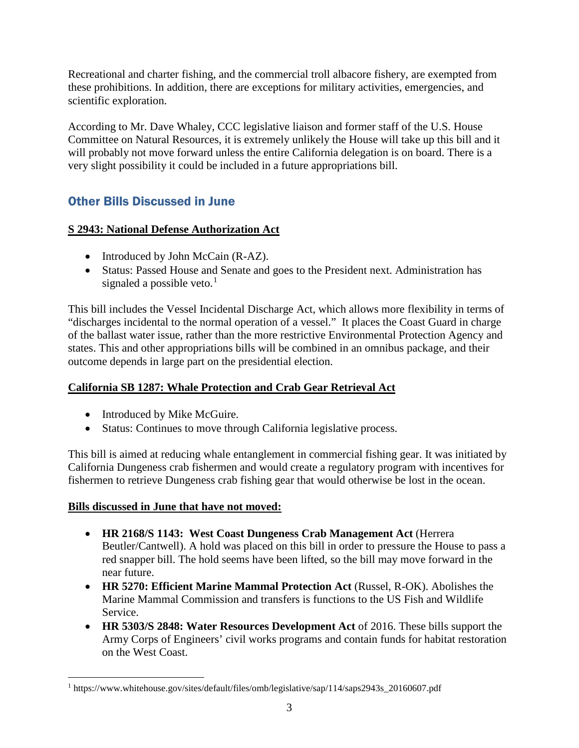Recreational and charter fishing, and the commercial troll albacore fishery, are exempted from these prohibitions. In addition, there are exceptions for military activities, emergencies, and scientific exploration.

According to Mr. Dave Whaley, CCC legislative liaison and former staff of the U.S. House Committee on Natural Resources, it is extremely unlikely the House will take up this bill and it will probably not move forward unless the entire California delegation is on board. There is a very slight possibility it could be included in a future appropriations bill.

## Other Bills Discussed in June

**S 2943: National Defense Authorization Act**

- Introduced by John McCain (R-AZ).
- Status: Passed House and Senate and goes to the President next. Administration has signaled a possible veto.[1]

This bill includes the Vessel Incidental Discharge Act, which allows more flexibility in terms of "discharges incidental to the normal operation of a vessel." It places the Coast Guard in charge of the ballast water issue, rather than the more restrictive Environmental Protection Agency and states. This and other appropriations bills will be combined in an omnibus package, and their outcome depends in large part on the presidential election.

**California SB 1287: Whale Protection and Crab Gear Retrieval Act**

- Introduced by Mike McGuire.
- Status: Continues to move through California legislative process.

This bill is aimed at reducing whale entanglement in commercial fishing gear. It was initiated by California Dungeness crab fishermen and would create a regulatory program with incentives for fishermen to retrieve Dungeness crab fishing gear that would otherwise be lost in the ocean.

**Bills discussed in June that have not moved:**

- **HR 2168/S 1143: West Coast Dungeness Crab Management Act** (Herrera Beutler/Cantwell). A hold was placed on this bill in order to pressure the House to pass a red snapper bill. The hold seems have been lifted, so the bill may move forward in the near future.
- **HR 5270: Efficient Marine Mammal Protection Act** (Russel, R-OK). Abolishes the Marine Mammal Commission and transfers is functions to the US Fish and Wildlife Service.
- **HR 5303/S 2848: Water Resources Development Act** of 2016. These bills support the Army Corps of Engineers' civil works programs and contain funds for habitat restoration on the West Coast.

[1] https://www.whitehouse.gov/sites/default/files/omb/legislative/sap/114/saps2943s_20160607.pdf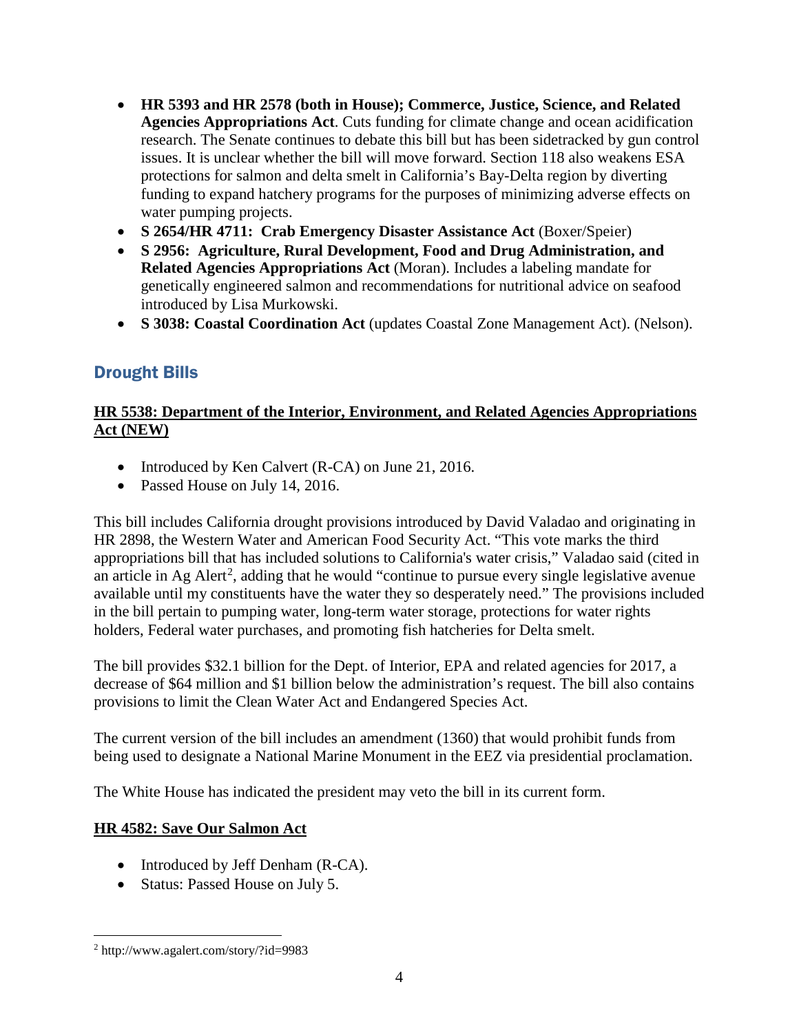- **HR 5393 and HR 2578 (both in House); Commerce, Justice, Science, and Related Agencies Appropriations Act**. Cuts funding for climate change and ocean acidification research. The Senate continues to debate this bill but has been sidetracked by gun control issues. It is unclear whether the bill will move forward. Section 118 also weakens ESA protections for salmon and delta smelt in California's Bay-Delta region by diverting funding to expand hatchery programs for the purposes of minimizing adverse effects on water pumping projects.
- **S 2654/HR 4711: Crab Emergency Disaster Assistance Act** (Boxer/Speier)
- **S 2956: Agriculture, Rural Development, Food and Drug Administration, and Related Agencies Appropriations Act** (Moran). Includes a labeling mandate for genetically engineered salmon and recommendations for nutritional advice on seafood introduced by Lisa Murkowski.
- **S 3038: Coastal Coordination Act** (updates Coastal Zone Management Act). (Nelson).

## Drought Bills

### HR 5538: Department of the Interior, Environment, and Related Agencies Appropriations Act (NEW)

- Introduced by Ken Calvert (R-CA) on June 21, 2016.
- Passed House on July 14, 2016.

This bill includes California drought provisions introduced by David Valadao and originating in HR 2898, the Western Water and American Food Security Act. "This vote marks the third appropriations bill that has included solutions to California's water crisis," Valadao said (cited in an article in Ag Alert[2], adding that he would "continue to pursue every single legislative avenue available until my constituents have the water they so desperately need." The provisions included in the bill pertain to pumping water, long-term water storage, protections for water rights holders, Federal water purchases, and promoting fish hatcheries for Delta smelt.

The bill provides $32.1 billion for the Dept. of Interior, EPA and related agencies for 2017, a decrease of $64 million and $1 billion below the administration's request. The bill also contains provisions to limit the Clean Water Act and Endangered Species Act.

The current version of the bill includes an amendment (1360) that would prohibit funds from being used to designate a National Marine Monument in the EEZ via presidential proclamation.

The White House has indicated the president may veto the bill in its current form.

### HR 4582: Save Our Salmon Act

- Introduced by Jeff Denham (R-CA).
- Status: Passed House on July 5.

[2] http://www.agalert.com/story/?id=9983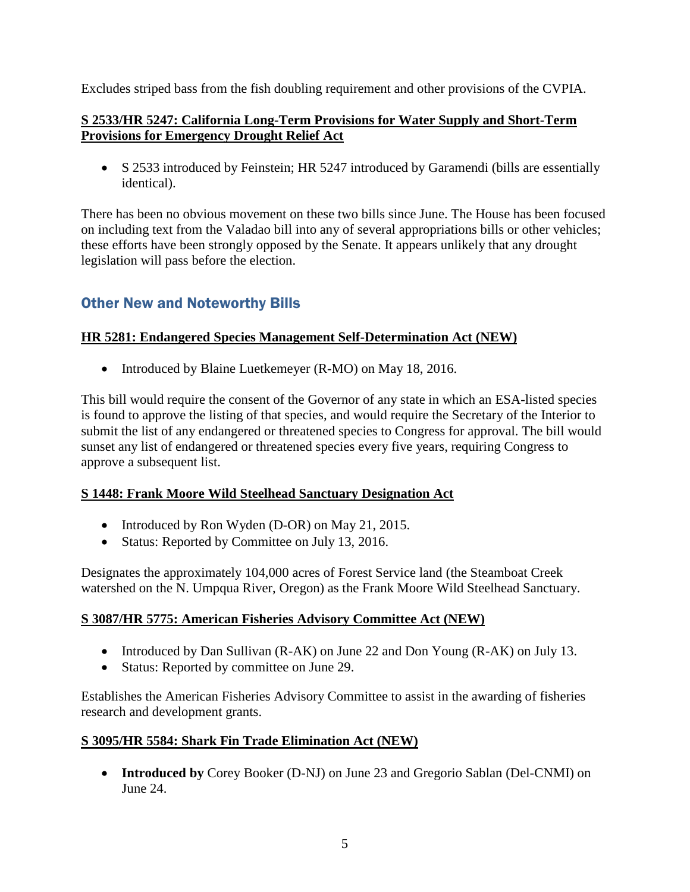Excludes striped bass from the fish doubling requirement and other provisions of the CVPIA.

**S 2533/HR 5247: California Long-Term Provisions for Water Supply and Short-Term Provisions for Emergency Drought Relief Act**

- S 2533 introduced by Feinstein; HR 5247 introduced by Garamendi (bills are essentially identical).

There has been no obvious movement on these two bills since June. The House has been focused on including text from the Valadao bill into any of several appropriations bills or other vehicles; these efforts have been strongly opposed by the Senate. It appears unlikely that any drought legislation will pass before the election.

## Other New and Noteworthy Bills

**HR 5281: Endangered Species Management Self-Determination Act (NEW)**

- Introduced by Blaine Luetkemeyer (R-MO) on May 18, 2016.

This bill would require the consent of the Governor of any state in which an ESA-listed species is found to approve the listing of that species, and would require the Secretary of the Interior to submit the list of any endangered or threatened species to Congress for approval. The bill would sunset any list of endangered or threatened species every five years, requiring Congress to approve a subsequent list.

**S 1448: Frank Moore Wild Steelhead Sanctuary Designation Act**

- Introduced by Ron Wyden (D-OR) on May 21, 2015.
- Status: Reported by Committee on July 13, 2016.

Designates the approximately 104,000 acres of Forest Service land (the Steamboat Creek watershed on the N. Umpqua River, Oregon) as the Frank Moore Wild Steelhead Sanctuary.

**S 3087/HR 5775: American Fisheries Advisory Committee Act (NEW)**

- Introduced by Dan Sullivan (R-AK) on June 22 and Don Young (R-AK) on July 13.
- Status: Reported by committee on June 29.

Establishes the American Fisheries Advisory Committee to assist in the awarding of fisheries research and development grants.

**S 3095/HR 5584: Shark Fin Trade Elimination Act (NEW)**

- **Introduced by** Corey Booker (D-NJ) on June 23 and Gregorio Sablan (Del-CNMI) on June 24.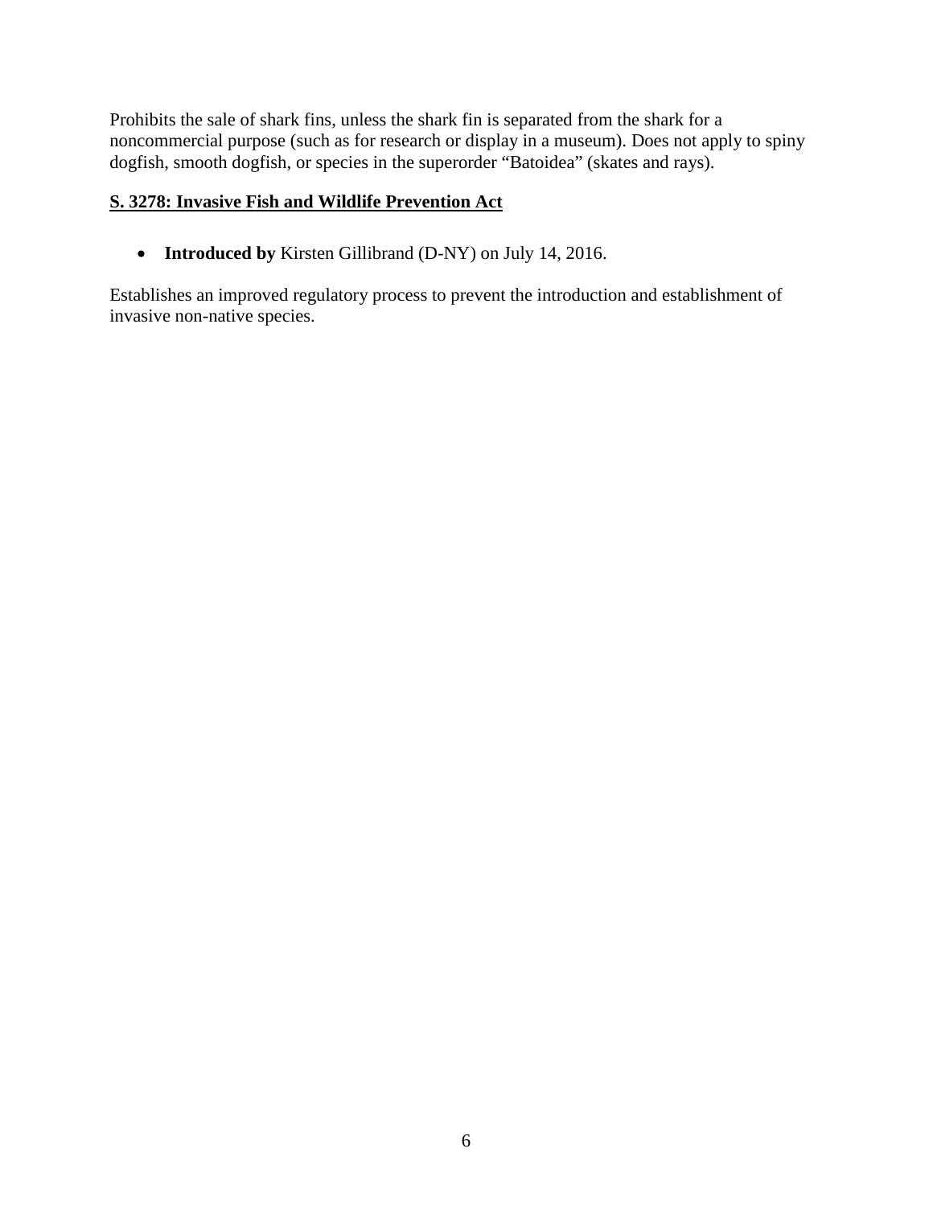Prohibits the sale of shark fins, unless the shark fin is separated from the shark for a noncommercial purpose (such as for research or display in a museum). Does not apply to spiny dogfish, smooth dogfish, or species in the superorder "Batoidea" (skates and rays).

**S. 3278: Invasive Fish and Wildlife Prevention Act**

- **Introduced by** Kirsten Gillibrand (D-NY) on July 14, 2016.

Establishes an improved regulatory process to prevent the introduction and establishment of invasive non-native species.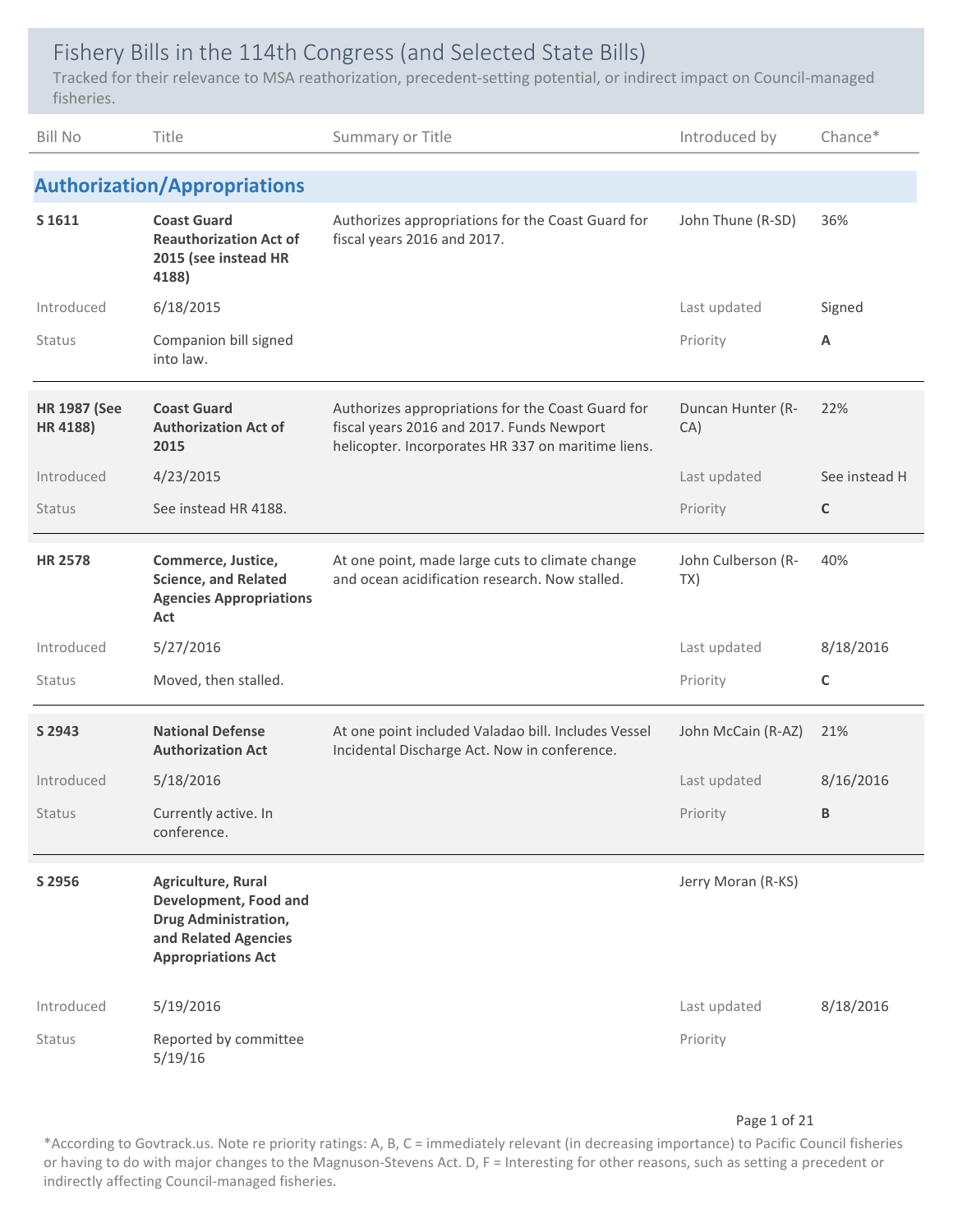# Fishery Bills in the 114th Congress (and Selected State Bills)

Tracked for their relevance to MSA reathorization, precedent-setting potential, or indirect impact on Council-managed fisheries.

| Bill No | Title | Summary or Title | Introduced by | Chance* |
|---|---|---|---|---|

## Authorization/Appropriations

| Bill No | Title | Summary or Title | Introduced by | Chance* |
|---|---|---|---|---|
| **S 1611** | **Coast Guard Reauthorization Act of 2015 (see instead HR 4188)** | Authorizes appropriations for the Coast Guard for fiscal years 2016 and 2017. | John Thune (R-SD) | 36% |
| Introduced | 6/18/2015 | | Last updated | Signed |
| Status | Companion bill signed into law. | | Priority | **A** |
| **HR 1987 (See HR 4188)** | **Coast Guard Authorization Act of 2015** | Authorizes appropriations for the Coast Guard for fiscal years 2016 and 2017. Funds Newport helicopter. Incorporates HR 337 on maritime liens. | Duncan Hunter (R-CA) | 22% |
| Introduced | 4/23/2015 | | Last updated | See instead H |
| Status | See instead HR 4188. | | Priority | **C** |
| **HR 2578** | **Commerce, Justice, Science, and Related Agencies Appropriations Act** | At one point, made large cuts to climate change and ocean acidification research. Now stalled. | John Culberson (R-TX) | 40% |
| Introduced | 5/27/2016 | | Last updated | 8/18/2016 |
| Status | Moved, then stalled. | | Priority | **C** |
| **S 2943** | **National Defense Authorization Act** | At one point included Valadao bill. Includes Vessel Incidental Discharge Act. Now in conference. | John McCain (R-AZ) | 21% |
| Introduced | 5/18/2016 | | Last updated | 8/16/2016 |
| Status | Currently active. In conference. | | Priority | **B** |
| **S 2956** | **Agriculture, Rural Development, Food and Drug Administration, and Related Agencies Appropriations Act** | | Jerry Moran (R-KS) | |
| Introduced | 5/19/2016 | | Last updated | 8/18/2016 |
| Status | Reported by committee 5/19/16 | | Priority | |

*According to Govtrack.us. Note re priority ratings: A, B, C = immediately relevant (in decreasing importance) to Pacific Council fisheries or having to do with major changes to the Magnuson-Stevens Act. D, F = Interesting for other reasons, such as setting a precedent or indirectly affecting Council-managed fisheries.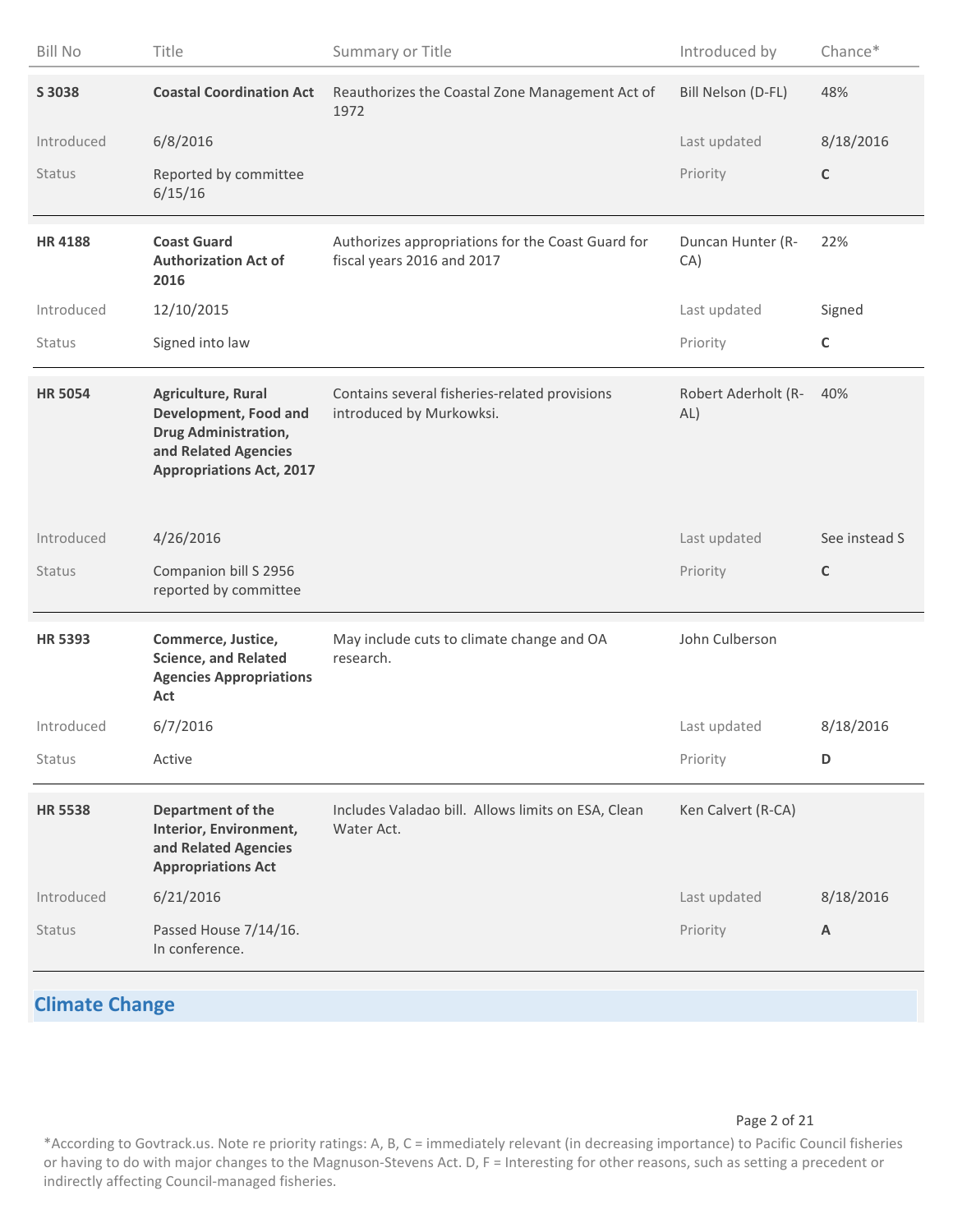| Bill No | Title | Summary or Title | Introduced by | Chance* |
|---|---|---|---|---|
| **S 3038** | **Coastal Coordination Act** | Reauthorizes the Coastal Zone Management Act of 1972 | Bill Nelson (D-FL) | 48% |
| Introduced | 6/8/2016 | | Last updated | 8/18/2016 |
| Status | Reported by committee 6/15/16 | | Priority | **C** |
| **HR 4188** | **Coast Guard Authorization Act of 2016** | Authorizes appropriations for the Coast Guard for fiscal years 2016 and 2017 | Duncan Hunter (R-CA) | 22% |
| Introduced | 12/10/2015 | | Last updated | Signed |
| Status | Signed into law | | Priority | **C** |
| **HR 5054** | **Agriculture, Rural Development, Food and Drug Administration, and Related Agencies Appropriations Act, 2017** | Contains several fisheries-related provisions introduced by Murkowksi. | Robert Aderholt (R-AL) | 40% |
| Introduced | 4/26/2016 | | Last updated | See instead S |
| Status | Companion bill S 2956 reported by committee | | Priority | **C** |
| **HR 5393** | **Commerce, Justice, Science, and Related Agencies Appropriations Act** | May include cuts to climate change and OA research. | John Culberson | |
| Introduced | 6/7/2016 | | Last updated | 8/18/2016 |
| Status | Active | | Priority | **D** |
| **HR 5538** | **Department of the Interior, Environment, and Related Agencies Appropriations Act** | Includes Valadao bill. Allows limits on ESA, Clean Water Act. | Ken Calvert (R-CA) | |
| Introduced | 6/21/2016 | | Last updated | 8/18/2016 |
| Status | Passed House 7/14/16. In conference. | | Priority | **A** |

## Climate Change

*According to Govtrack.us. Note re priority ratings: A, B, C = immediately relevant (in decreasing importance) to Pacific Council fisheries or having to do with major changes to the Magnuson-Stevens Act. D, F = Interesting for other reasons, such as setting a precedent or indirectly affecting Council-managed fisheries.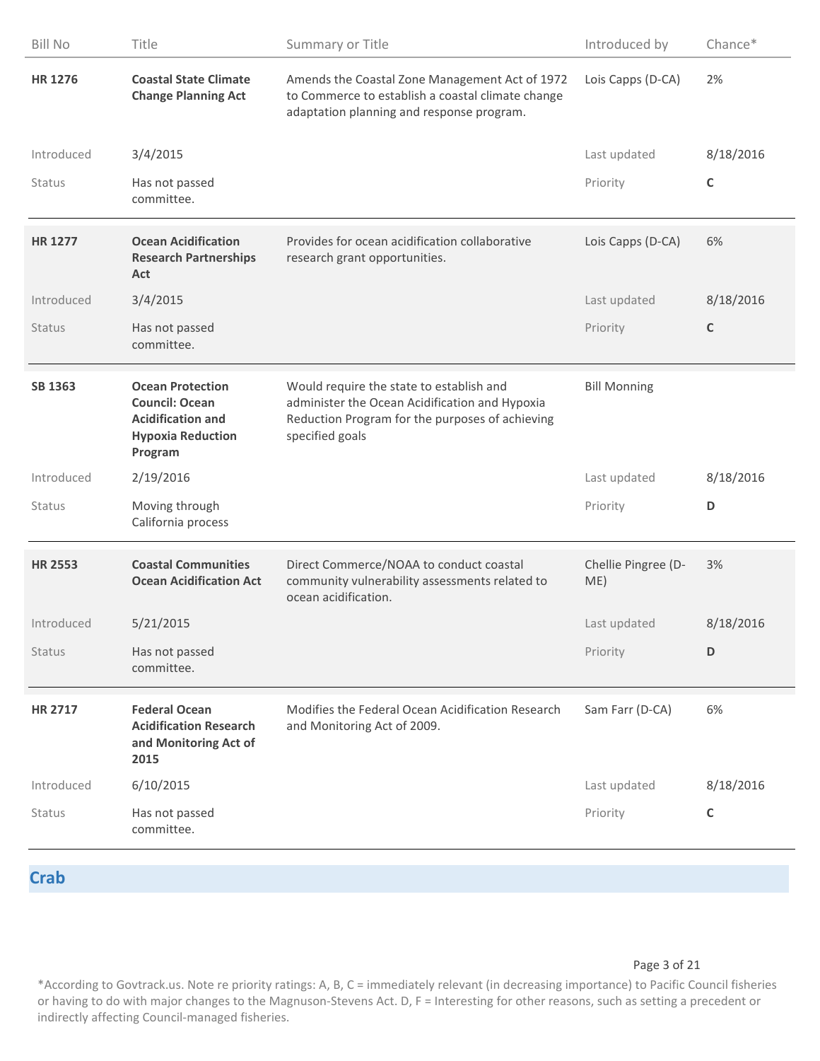| Bill No | Title | Summary or Title | Introduced by | Chance* |
|---|---|---|---|---|
| **HR 1276** | **Coastal State Climate Change Planning Act** | Amends the Coastal Zone Management Act of 1972 to Commerce to establish a coastal climate change adaptation planning and response program. | Lois Capps (D-CA) | 2% |
| Introduced | 3/4/2015 | | Last updated | 8/18/2016 |
| Status | Has not passed committee. | | Priority | **C** |
| **HR 1277** | **Ocean Acidification Research Partnerships Act** | Provides for ocean acidification collaborative research grant opportunities. | Lois Capps (D-CA) | 6% |
| Introduced | 3/4/2015 | | Last updated | 8/18/2016 |
| Status | Has not passed committee. | | Priority | **C** |
| **SB 1363** | **Ocean Protection Council: Ocean Acidification and Hypoxia Reduction Program** | Would require the state to establish and administer the Ocean Acidification and Hypoxia Reduction Program for the purposes of achieving specified goals | Bill Monning | |
| Introduced | 2/19/2016 | | Last updated | 8/18/2016 |
| Status | Moving through California process | | Priority | **D** |
| **HR 2553** | **Coastal Communities Ocean Acidification Act** | Direct Commerce/NOAA to conduct coastal community vulnerability assessments related to ocean acidification. | Chellie Pingree (D-ME) | 3% |
| Introduced | 5/21/2015 | | Last updated | 8/18/2016 |
| Status | Has not passed committee. | | Priority | **D** |
| **HR 2717** | **Federal Ocean Acidification Research and Monitoring Act of 2015** | Modifies the Federal Ocean Acidification Research and Monitoring Act of 2009. | Sam Farr (D-CA) | 6% |
| Introduced | 6/10/2015 | | Last updated | 8/18/2016 |
| Status | Has not passed committee. | | Priority | **C** |

## Crab

*According to Govtrack.us. Note re priority ratings: A, B, C = immediately relevant (in decreasing importance) to Pacific Council fisheries or having to do with major changes to the Magnuson-Stevens Act. D, F = Interesting for other reasons, such as setting a precedent or indirectly affecting Council-managed fisheries.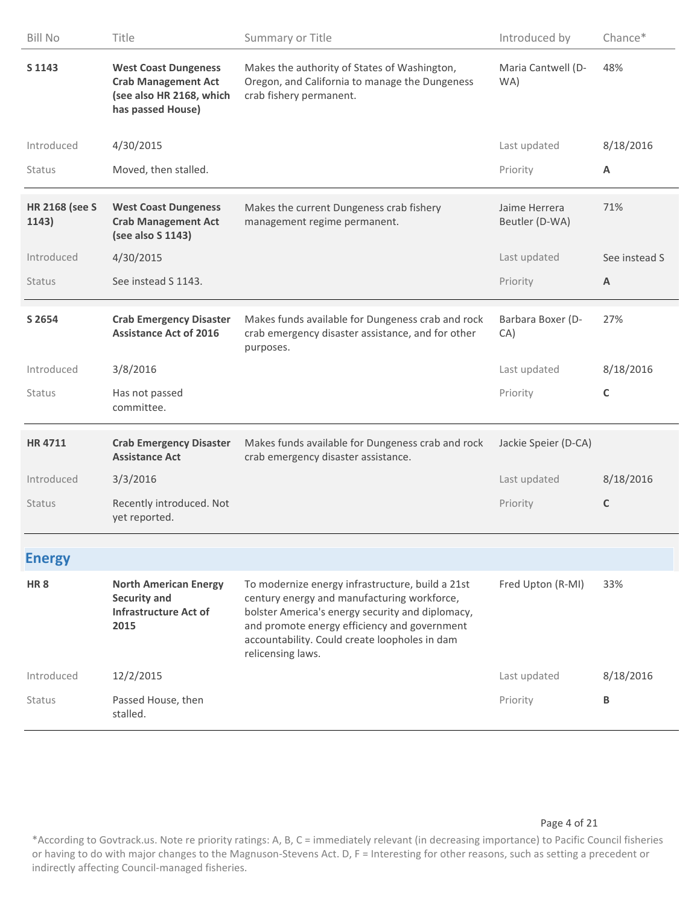| Bill No | Title | Summary or Title | Introduced by | Chance* |
|---|---|---|---|---|
| **S 1143** | **West Coast Dungeness Crab Management Act (see also HR 2168, which has passed House)** | Makes the authority of States of Washington, Oregon, and California to manage the Dungeness crab fishery permanent. | Maria Cantwell (D-WA) | 48% |
| Introduced | 4/30/2015 | | Last updated | 8/18/2016 |
| Status | Moved, then stalled. | | Priority | **A** |
| **HR 2168 (see S 1143)** | **West Coast Dungeness Crab Management Act (see also S 1143)** | Makes the current Dungeness crab fishery management regime permanent. | Jaime Herrera Beutler (D-WA) | 71% |
| Introduced | 4/30/2015 | | Last updated | See instead S |
| Status | See instead S 1143. | | Priority | **A** |
| **S 2654** | **Crab Emergency Disaster Assistance Act of 2016** | Makes funds available for Dungeness crab and rock crab emergency disaster assistance, and for other purposes. | Barbara Boxer (D-CA) | 27% |
| Introduced | 3/8/2016 | | Last updated | 8/18/2016 |
| Status | Has not passed committee. | | Priority | **C** |
| **HR 4711** | **Crab Emergency Disaster Assistance Act** | Makes funds available for Dungeness crab and rock crab emergency disaster assistance. | Jackie Speier (D-CA) | |
| Introduced | 3/3/2016 | | Last updated | 8/18/2016 |
| Status | Recently introduced. Not yet reported. | | Priority | **C** |

## Energy

| Bill No | Title | Summary or Title | Introduced by | Chance* |
|---|---|---|---|---|
| **HR 8** | **North American Energy Security and Infrastructure Act of 2015** | To modernize energy infrastructure, build a 21st century energy and manufacturing workforce, bolster America's energy security and diplomacy, and promote energy efficiency and government accountability. Could create loopholes in dam relicensing laws. | Fred Upton (R-MI) | 33% |
| Introduced | 12/2/2015 | | Last updated | 8/18/2016 |
| Status | Passed House, then stalled. | | Priority | **B** |

*According to Govtrack.us. Note re priority ratings: A, B, C = immediately relevant (in decreasing importance) to Pacific Council fisheries or having to do with major changes to the Magnuson-Stevens Act. D, F = Interesting for other reasons, such as setting a precedent or indirectly affecting Council-managed fisheries.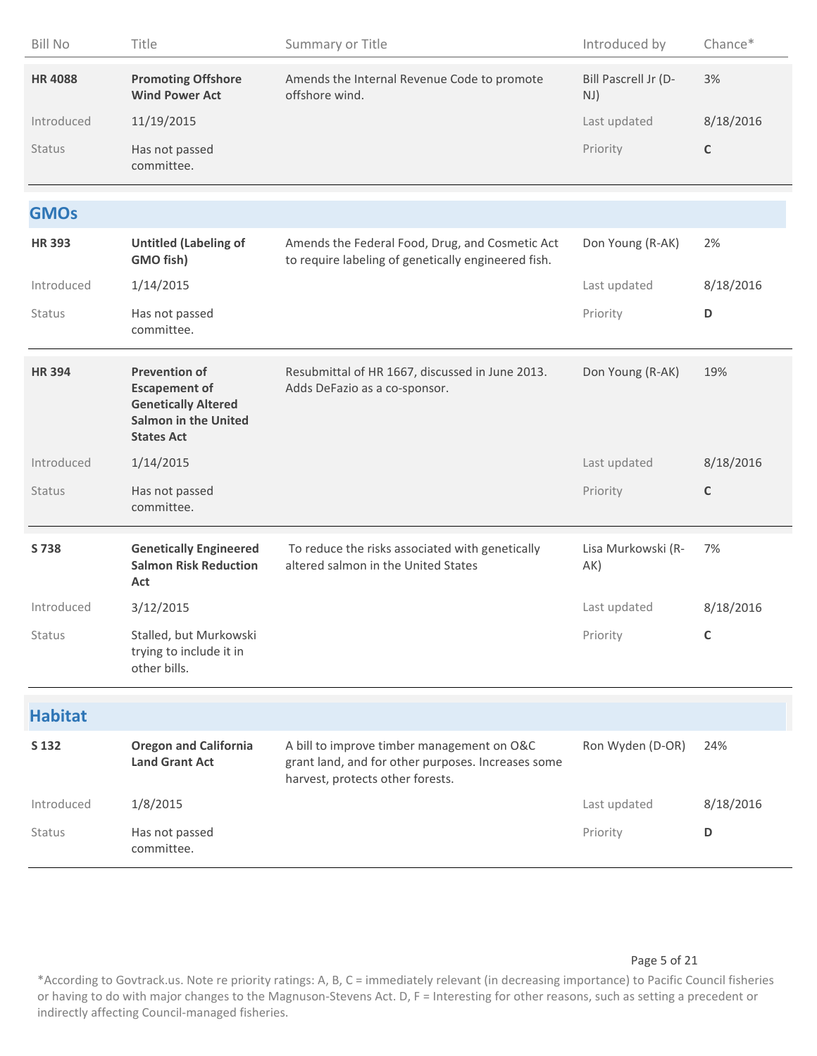| Bill No | Title | Summary or Title | Introduced by | Chance* |
|---|---|---|---|---|
| **HR 4088** | **Promoting Offshore Wind Power Act** | Amends the Internal Revenue Code to promote offshore wind. | Bill Pascrell Jr (D-NJ) | 3% |
| Introduced | 11/19/2015 | | Last updated | 8/18/2016 |
| Status | Has not passed committee. | | Priority | **C** |

## GMOs

| Bill No | Title | Summary or Title | Introduced by | Chance* |
|---|---|---|---|---|
| **HR 393** | **Untitled (Labeling of GMO fish)** | Amends the Federal Food, Drug, and Cosmetic Act to require labeling of genetically engineered fish. | Don Young (R-AK) | 2% |
| Introduced | 1/14/2015 | | Last updated | 8/18/2016 |
| Status | Has not passed committee. | | Priority | **D** |
| **HR 394** | **Prevention of Escapement of Genetically Altered Salmon in the United States Act** | Resubmittal of HR 1667, discussed in June 2013. Adds DeFazio as a co-sponsor. | Don Young (R-AK) | 19% |
| Introduced | 1/14/2015 | | Last updated | 8/18/2016 |
| Status | Has not passed committee. | | Priority | **C** |
| **S 738** | **Genetically Engineered Salmon Risk Reduction Act** | To reduce the risks associated with genetically altered salmon in the United States | Lisa Murkowski (R-AK) | 7% |
| Introduced | 3/12/2015 | | Last updated | 8/18/2016 |
| Status | Stalled, but Murkowski trying to include it in other bills. | | Priority | **C** |

## Habitat

| Bill No | Title | Summary or Title | Introduced by | Chance* |
|---|---|---|---|---|
| **S 132** | **Oregon and California Land Grant Act** | A bill to improve timber management on O&C grant land, and for other purposes. Increases some harvest, protects other forests. | Ron Wyden (D-OR) | 24% |
| Introduced | 1/8/2015 | | Last updated | 8/18/2016 |
| Status | Has not passed committee. | | Priority | **D** |

*According to Govtrack.us. Note re priority ratings: A, B, C = immediately relevant (in decreasing importance) to Pacific Council fisheries or having to do with major changes to the Magnuson-Stevens Act. D, F = Interesting for other reasons, such as setting a precedent or indirectly affecting Council-managed fisheries.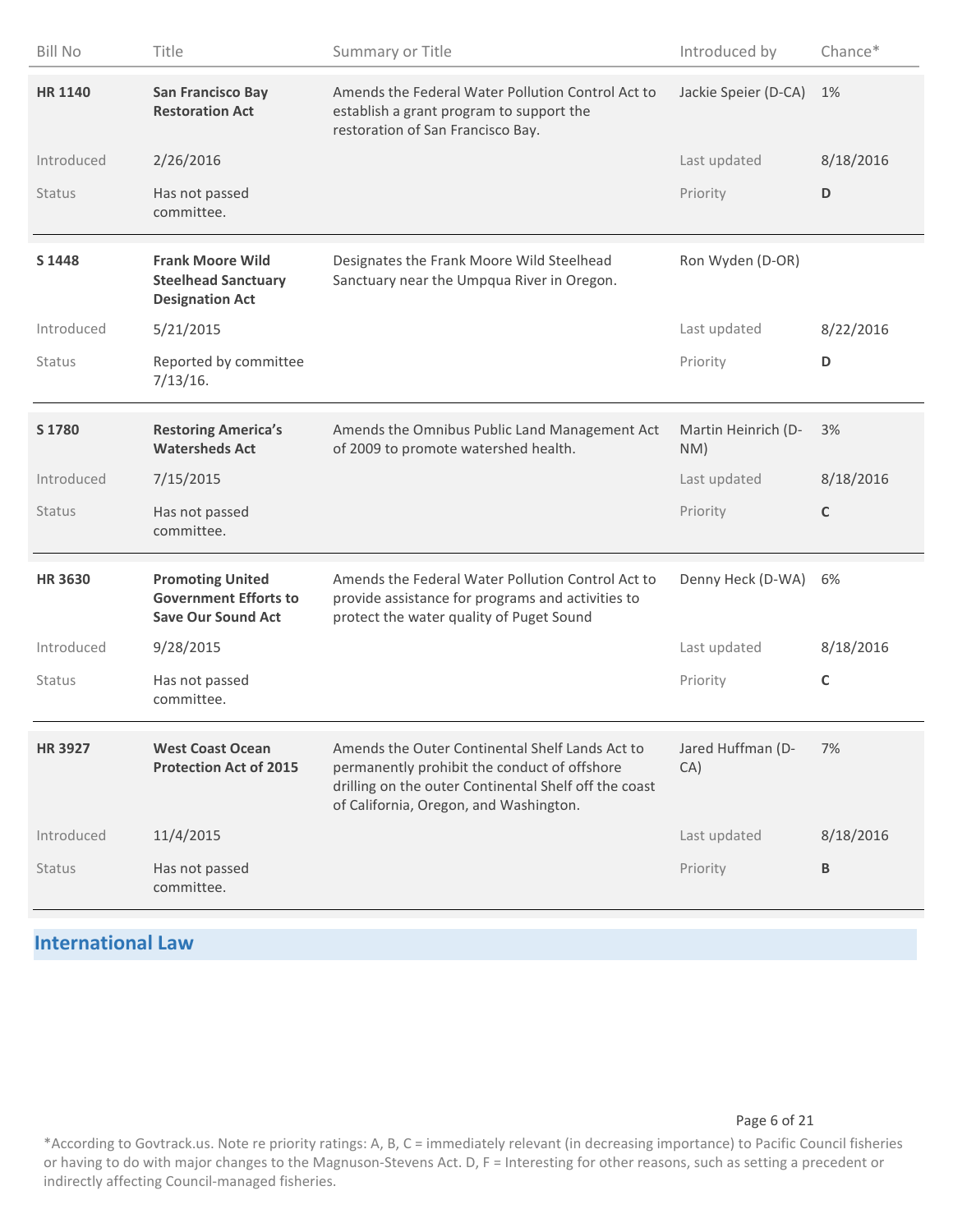| Bill No | Title | Summary or Title | Introduced by | Chance* |
|---|---|---|---|---|
| **HR 1140** | **San Francisco Bay Restoration Act** | Amends the Federal Water Pollution Control Act to establish a grant program to support the restoration of San Francisco Bay. | Jackie Speier (D-CA) | 1% |
| Introduced | 2/26/2016 | | Last updated | 8/18/2016 |
| Status | Has not passed committee. | | Priority | **D** |
| **S 1448** | **Frank Moore Wild Steelhead Sanctuary Designation Act** | Designates the Frank Moore Wild Steelhead Sanctuary near the Umpqua River in Oregon. | Ron Wyden (D-OR) | |
| Introduced | 5/21/2015 | | Last updated | 8/22/2016 |
| Status | Reported by committee 7/13/16. | | Priority | **D** |
| **S 1780** | **Restoring America's Watersheds Act** | Amends the Omnibus Public Land Management Act of 2009 to promote watershed health. | Martin Heinrich (D-NM) | 3% |
| Introduced | 7/15/2015 | | Last updated | 8/18/2016 |
| Status | Has not passed committee. | | Priority | **C** |
| **HR 3630** | **Promoting United Government Efforts to Save Our Sound Act** | Amends the Federal Water Pollution Control Act to provide assistance for programs and activities to protect the water quality of Puget Sound | Denny Heck (D-WA) | 6% |
| Introduced | 9/28/2015 | | Last updated | 8/18/2016 |
| Status | Has not passed committee. | | Priority | **C** |
| **HR 3927** | **West Coast Ocean Protection Act of 2015** | Amends the Outer Continental Shelf Lands Act to permanently prohibit the conduct of offshore drilling on the outer Continental Shelf off the coast of California, Oregon, and Washington. | Jared Huffman (D-CA) | 7% |
| Introduced | 11/4/2015 | | Last updated | 8/18/2016 |
| Status | Has not passed committee. | | Priority | **B** |

## International Law

*According to Govtrack.us. Note re priority ratings: A, B, C = immediately relevant (in decreasing importance) to Pacific Council fisheries or having to do with major changes to the Magnuson-Stevens Act. D, F = Interesting for other reasons, such as setting a precedent or indirectly affecting Council-managed fisheries.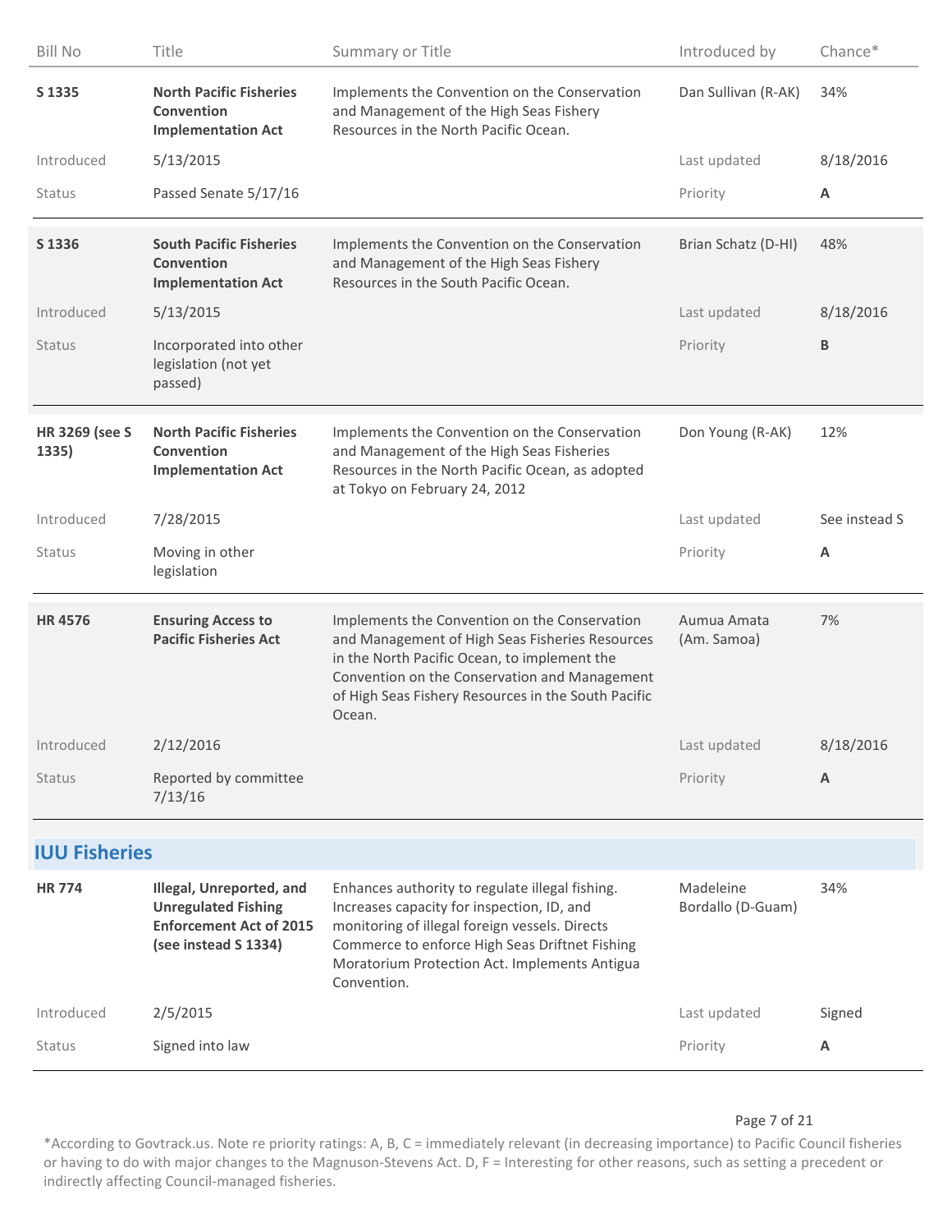| Bill No | Title | Summary or Title | Introduced by | Chance* |
|---|---|---|---|---|
| **S 1335** | **North Pacific Fisheries Convention Implementation Act** | Implements the Convention on the Conservation and Management of the High Seas Fishery Resources in the North Pacific Ocean. | Dan Sullivan (R-AK) | 34% |
| Introduced | 5/13/2015 | | Last updated | 8/18/2016 |
| Status | Passed Senate 5/17/16 | | Priority | **A** |
| **S 1336** | **South Pacific Fisheries Convention Implementation Act** | Implements the Convention on the Conservation and Management of the High Seas Fishery Resources in the South Pacific Ocean. | Brian Schatz (D-HI) | 48% |
| Introduced | 5/13/2015 | | Last updated | 8/18/2016 |
| Status | Incorporated into other legislation (not yet passed) | | Priority | **B** |
| **HR 3269 (see S 1335)** | **North Pacific Fisheries Convention Implementation Act** | Implements the Convention on the Conservation and Management of the High Seas Fisheries Resources in the North Pacific Ocean, as adopted at Tokyo on February 24, 2012 | Don Young (R-AK) | 12% |
| Introduced | 7/28/2015 | | Last updated | See instead S |
| Status | Moving in other legislation | | Priority | **A** |
| **HR 4576** | **Ensuring Access to Pacific Fisheries Act** | Implements the Convention on the Conservation and Management of High Seas Fisheries Resources in the North Pacific Ocean, to implement the Convention on the Conservation and Management of High Seas Fishery Resources in the South Pacific Ocean. | Aumua Amata (Am. Samoa) | 7% |
| Introduced | 2/12/2016 | | Last updated | 8/18/2016 |
| Status | Reported by committee 7/13/16 | | Priority | **A** |

## IUU Fisheries

| Bill No | Title | Summary or Title | Introduced by | Chance* |
|---|---|---|---|---|
| **HR 774** | **Illegal, Unreported, and Unregulated Fishing Enforcement Act of 2015 (see instead S 1334)** | Enhances authority to regulate illegal fishing. Increases capacity for inspection, ID, and monitoring of illegal foreign vessels. Directs Commerce to enforce High Seas Driftnet Fishing Moratorium Protection Act. Implements Antigua Convention. | Madeleine Bordallo (D-Guam) | 34% |
| Introduced | 2/5/2015 | | Last updated | Signed |
| Status | Signed into law | | Priority | **A** |

*According to Govtrack.us. Note re priority ratings: A, B, C = immediately relevant (in decreasing importance) to Pacific Council fisheries or having to do with major changes to the Magnuson-Stevens Act. D, F = Interesting for other reasons, such as setting a precedent or indirectly affecting Council-managed fisheries.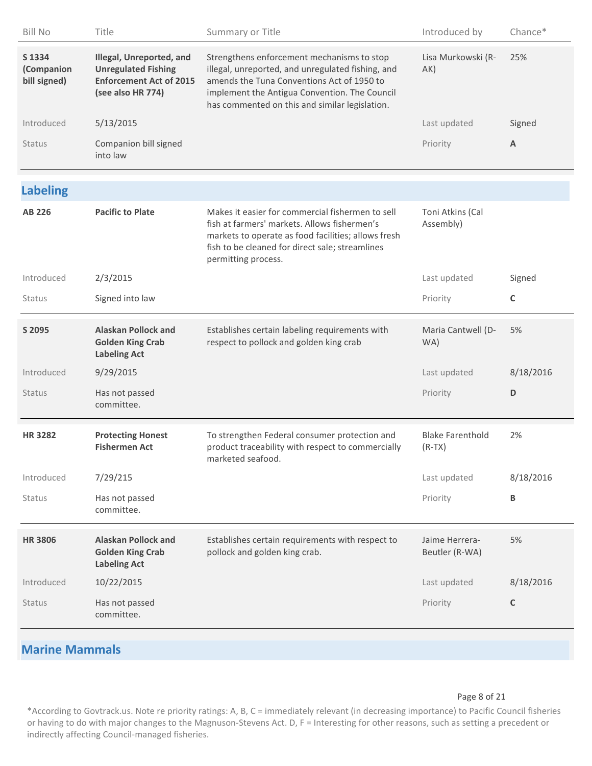| Bill No | Title | Summary or Title | Introduced by | Chance* |
|---|---|---|---|---|
| **S 1334 (Companion bill signed)** | **Illegal, Unreported, and Unregulated Fishing Enforcement Act of 2015 (see also HR 774)** | Strengthens enforcement mechanisms to stop illegal, unreported, and unregulated fishing, and amends the Tuna Conventions Act of 1950 to implement the Antigua Convention. The Council has commented on this and similar legislation. | Lisa Murkowski (R-AK) | 25% |
| Introduced | 5/13/2015 | | Last updated | Signed |
| Status | Companion bill signed into law | | Priority | **A** |

## Labeling

| Bill No | Title | Summary or Title | Introduced by | Chance* |
|---|---|---|---|---|
| **AB 226** | **Pacific to Plate** | Makes it easier for commercial fishermen to sell fish at farmers' markets. Allows fishermen's markets to operate as food facilities; allows fresh fish to be cleaned for direct sale; streamlines permitting process. | Toni Atkins (Cal Assembly) | |
| Introduced | 2/3/2015 | | Last updated | Signed |
| Status | Signed into law | | Priority | **C** |
| **S 2095** | **Alaskan Pollock and Golden King Crab Labeling Act** | Establishes certain labeling requirements with respect to pollock and golden king crab | Maria Cantwell (D-WA) | 5% |
| Introduced | 9/29/2015 | | Last updated | 8/18/2016 |
| Status | Has not passed committee. | | Priority | **D** |
| **HR 3282** | **Protecting Honest Fishermen Act** | To strengthen Federal consumer protection and product traceability with respect to commercially marketed seafood. | Blake Farenthold (R-TX) | 2% |
| Introduced | 7/29/215 | | Last updated | 8/18/2016 |
| Status | Has not passed committee. | | Priority | **B** |
| **HR 3806** | **Alaskan Pollock and Golden King Crab Labeling Act** | Establishes certain requirements with respect to pollock and golden king crab. | Jaime Herrera-Beutler (R-WA) | 5% |
| Introduced | 10/22/2015 | | Last updated | 8/18/2016 |
| Status | Has not passed committee. | | Priority | **C** |

## Marine Mammals

*According to Govtrack.us. Note re priority ratings: A, B, C = immediately relevant (in decreasing importance) to Pacific Council fisheries or having to do with major changes to the Magnuson-Stevens Act. D, F = Interesting for other reasons, such as setting a precedent or indirectly affecting Council-managed fisheries.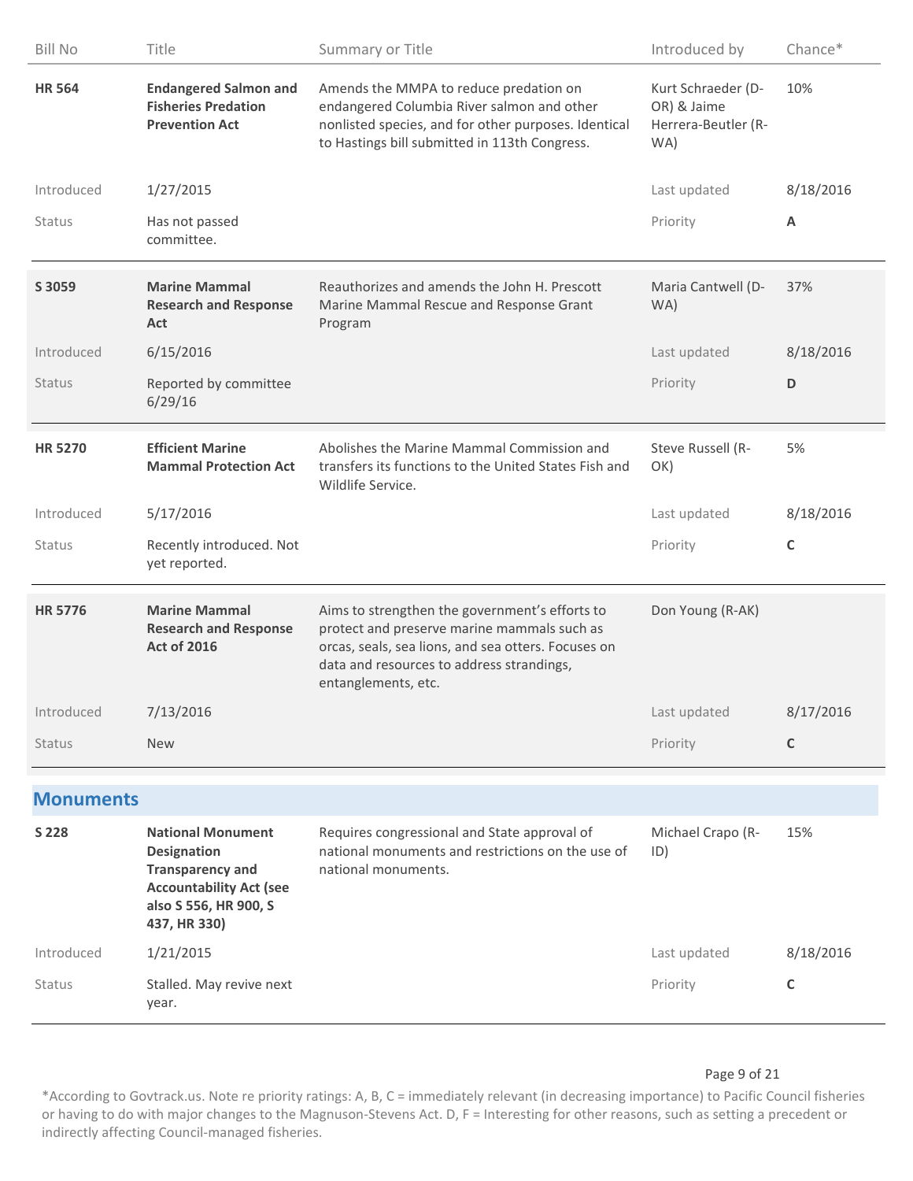| Bill No | Title | Summary or Title | Introduced by | Chance* |
|---|---|---|---|---|
| **HR 564** | **Endangered Salmon and Fisheries Predation Prevention Act** | Amends the MMPA to reduce predation on endangered Columbia River salmon and other nonlisted species, and for other purposes. Identical to Hastings bill submitted in 113th Congress. | Kurt Schraeder (D-OR) & Jaime Herrera-Beutler (R-WA) | 10% |
| Introduced | 1/27/2015 | | Last updated | 8/18/2016 |
| Status | Has not passed committee. | | Priority | **A** |
| **S 3059** | **Marine Mammal Research and Response Act** | Reauthorizes and amends the John H. Prescott Marine Mammal Rescue and Response Grant Program | Maria Cantwell (D-WA) | 37% |
| Introduced | 6/15/2016 | | Last updated | 8/18/2016 |
| Status | Reported by committee 6/29/16 | | Priority | **D** |
| **HR 5270** | **Efficient Marine Mammal Protection Act** | Abolishes the Marine Mammal Commission and transfers its functions to the United States Fish and Wildlife Service. | Steve Russell (R-OK) | 5% |
| Introduced | 5/17/2016 | | Last updated | 8/18/2016 |
| Status | Recently introduced. Not yet reported. | | Priority | **C** |
| **HR 5776** | **Marine Mammal Research and Response Act of 2016** | Aims to strengthen the government's efforts to protect and preserve marine mammals such as orcas, seals, sea lions, and sea otters. Focuses on data and resources to address strandings, entanglements, etc. | Don Young (R-AK) | |
| Introduced | 7/13/2016 | | Last updated | 8/17/2016 |
| Status | New | | Priority | **C** |

## Monuments

| Bill No | Title | Summary or Title | Introduced by | Chance* |
|---|---|---|---|---|
| **S 228** | **National Monument Designation Transparency and Accountability Act (see also S 556, HR 900, S 437, HR 330)** | Requires congressional and State approval of national monuments and restrictions on the use of national monuments. | Michael Crapo (R-ID) | 15% |
| Introduced | 1/21/2015 | | Last updated | 8/18/2016 |
| Status | Stalled. May revive next year. | | Priority | **C** |

*According to Govtrack.us. Note re priority ratings: A, B, C = immediately relevant (in decreasing importance) to Pacific Council fisheries or having to do with major changes to the Magnuson-Stevens Act. D, F = Interesting for other reasons, such as setting a precedent or indirectly affecting Council-managed fisheries.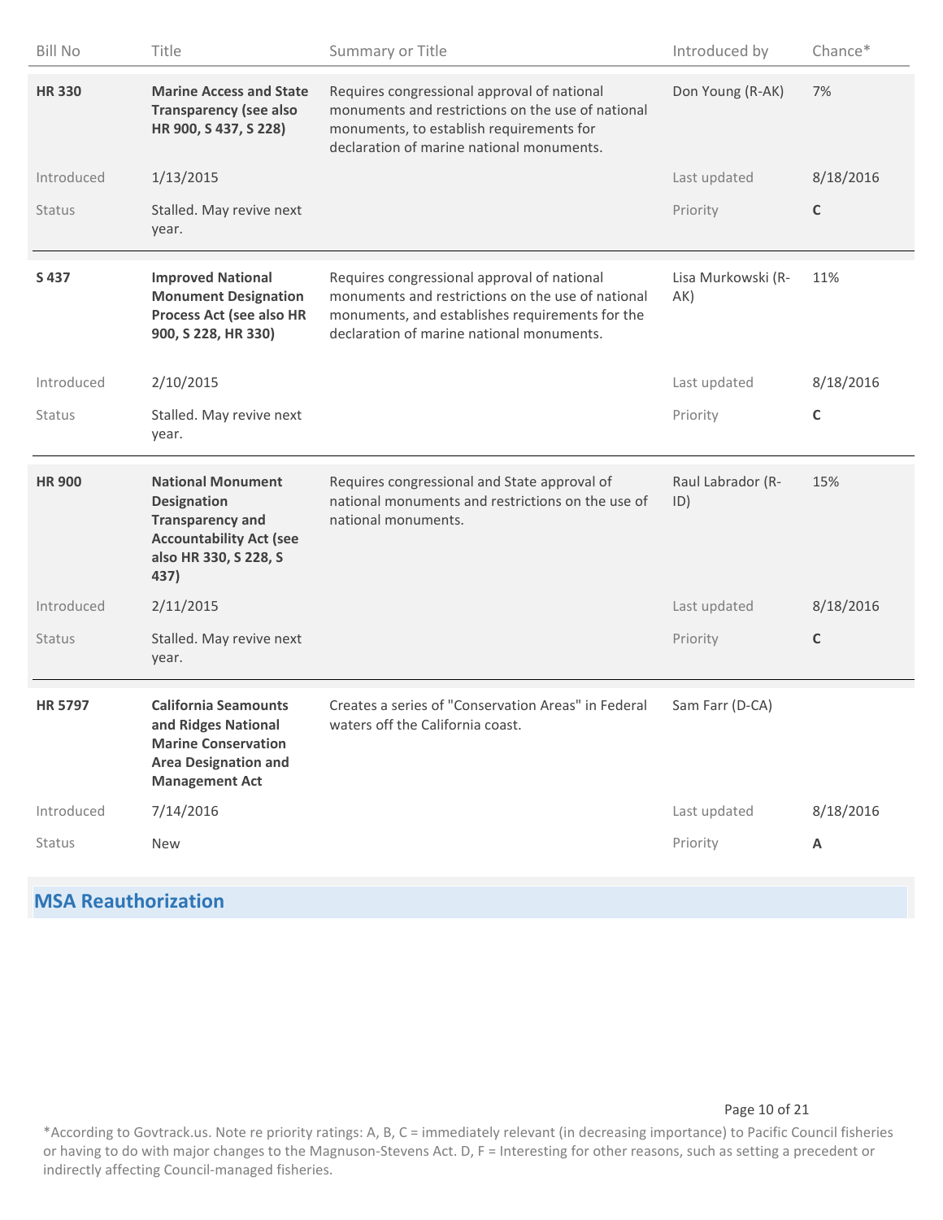| Bill No | Title | Summary or Title | Introduced by | Chance* |
|---|---|---|---|---|
| **HR 330** | **Marine Access and State Transparency (see also HR 900, S 437, S 228)** | Requires congressional approval of national monuments and restrictions on the use of national monuments, to establish requirements for declaration of marine national monuments. | Don Young (R-AK) | 7% |
| Introduced | 1/13/2015 | | Last updated | 8/18/2016 |
| Status | Stalled. May revive next year. | | Priority | **C** |
| **S 437** | **Improved National Monument Designation Process Act (see also HR 900, S 228, HR 330)** | Requires congressional approval of national monuments and restrictions on the use of national monuments, and establishes requirements for the declaration of marine national monuments. | Lisa Murkowski (R-AK) | 11% |
| Introduced | 2/10/2015 | | Last updated | 8/18/2016 |
| Status | Stalled. May revive next year. | | Priority | **C** |
| **HR 900** | **National Monument Designation Transparency and Accountability Act (see also HR 330, S 228, S 437)** | Requires congressional and State approval of national monuments and restrictions on the use of national monuments. | Raul Labrador (R-ID) | 15% |
| Introduced | 2/11/2015 | | Last updated | 8/18/2016 |
| Status | Stalled. May revive next year. | | Priority | **C** |
| **HR 5797** | **California Seamounts and Ridges National Marine Conservation Area Designation and Management Act** | Creates a series of "Conservation Areas" in Federal waters off the California coast. | Sam Farr (D-CA) | |
| Introduced | 7/14/2016 | | Last updated | 8/18/2016 |
| Status | New | | Priority | **A** |

## MSA Reauthorization

*According to Govtrack.us. Note re priority ratings: A, B, C = immediately relevant (in decreasing importance) to Pacific Council fisheries or having to do with major changes to the Magnuson-Stevens Act. D, F = Interesting for other reasons, such as setting a precedent or indirectly affecting Council-managed fisheries.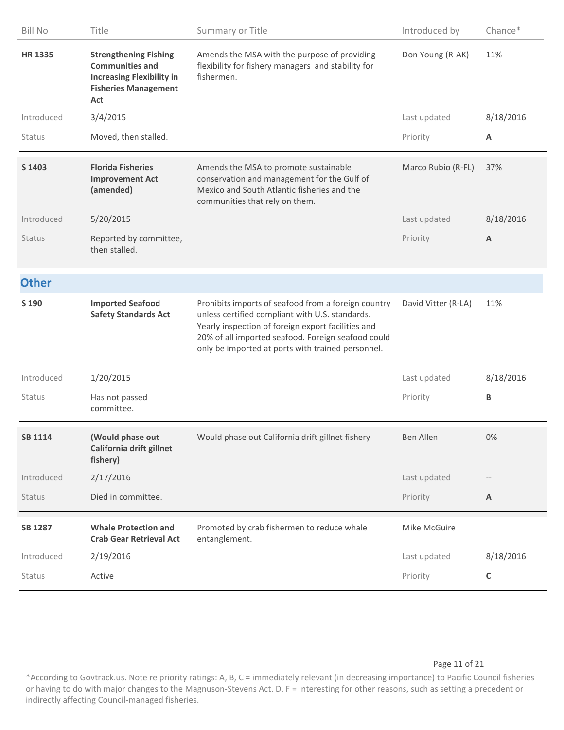| Bill No | Title | Summary or Title | Introduced by | Chance* |
|---|---|---|---|---|
| **HR 1335** | **Strengthening Fishing Communities and Increasing Flexibility in Fisheries Management Act** | Amends the MSA with the purpose of providing flexibility for fishery managers and stability for fishermen. | Don Young (R-AK) | 11% |
| Introduced | 3/4/2015 | | Last updated | 8/18/2016 |
| Status | Moved, then stalled. | | Priority | **A** |
| **S 1403** | **Florida Fisheries Improvement Act (amended)** | Amends the MSA to promote sustainable conservation and management for the Gulf of Mexico and South Atlantic fisheries and the communities that rely on them. | Marco Rubio (R-FL) | 37% |
| Introduced | 5/20/2015 | | Last updated | 8/18/2016 |
| Status | Reported by committee, then stalled. | | Priority | **A** |

## Other

| Bill No | Title | Summary or Title | Introduced by | Chance* |
|---|---|---|---|---|
| **S 190** | **Imported Seafood Safety Standards Act** | Prohibits imports of seafood from a foreign country unless certified compliant with U.S. standards. Yearly inspection of foreign export facilities and 20% of all imported seafood. Foreign seafood could only be imported at ports with trained personnel. | David Vitter (R-LA) | 11% |
| Introduced | 1/20/2015 | | Last updated | 8/18/2016 |
| Status | Has not passed committee. | | Priority | **B** |
| **SB 1114** | **(Would phase out California drift gillnet fishery)** | Would phase out California drift gillnet fishery | Ben Allen | 0% |
| Introduced | 2/17/2016 | | Last updated | -- |
| Status | Died in committee. | | Priority | **A** |
| **SB 1287** | **Whale Protection and Crab Gear Retrieval Act** | Promoted by crab fishermen to reduce whale entanglement. | Mike McGuire | |
| Introduced | 2/19/2016 | | Last updated | 8/18/2016 |
| Status | Active | | Priority | **C** |

*According to Govtrack.us. Note re priority ratings: A, B, C = immediately relevant (in decreasing importance) to Pacific Council fisheries or having to do with major changes to the Magnuson-Stevens Act. D, F = Interesting for other reasons, such as setting a precedent or indirectly affecting Council-managed fisheries.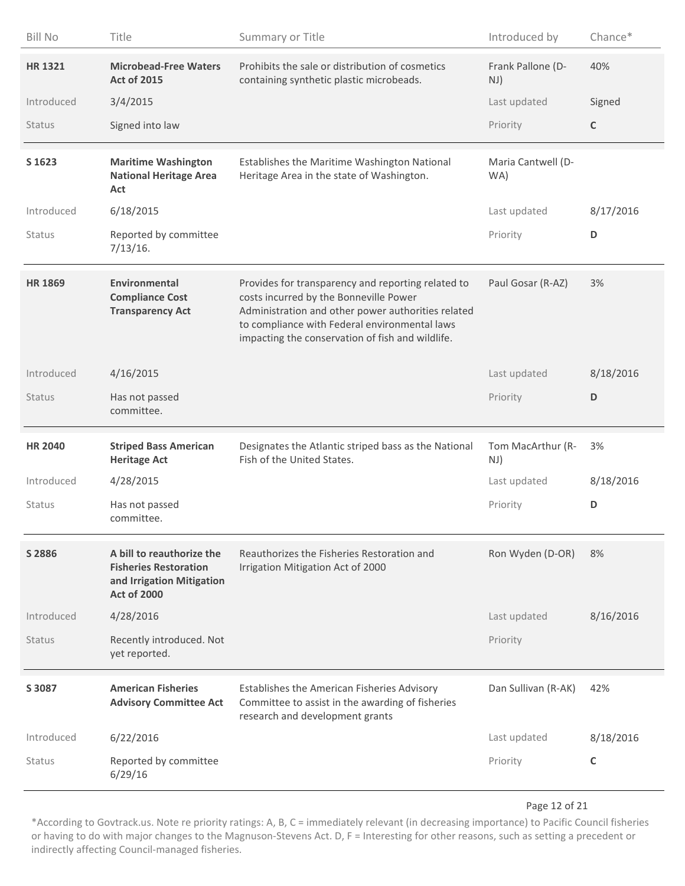| Bill No | Title | Summary or Title | Introduced by | Chance* |
|---|---|---|---|---|
| **HR 1321** | **Microbead-Free Waters Act of 2015** | Prohibits the sale or distribution of cosmetics containing synthetic plastic microbeads. | Frank Pallone (D-NJ) | 40% |
| Introduced | 3/4/2015 | | Last updated | Signed |
| Status | Signed into law | | Priority | **C** |
| **S 1623** | **Maritime Washington National Heritage Area Act** | Establishes the Maritime Washington National Heritage Area in the state of Washington. | Maria Cantwell (D-WA) | |
| Introduced | 6/18/2015 | | Last updated | 8/17/2016 |
| Status | Reported by committee 7/13/16. | | Priority | **D** |
| **HR 1869** | **Environmental Compliance Cost Transparency Act** | Provides for transparency and reporting related to costs incurred by the Bonneville Power Administration and other power authorities related to compliance with Federal environmental laws impacting the conservation of fish and wildlife. | Paul Gosar (R-AZ) | 3% |
| Introduced | 4/16/2015 | | Last updated | 8/18/2016 |
| Status | Has not passed committee. | | Priority | **D** |
| **HR 2040** | **Striped Bass American Heritage Act** | Designates the Atlantic striped bass as the National Fish of the United States. | Tom MacArthur (R-NJ) | 3% |
| Introduced | 4/28/2015 | | Last updated | 8/18/2016 |
| Status | Has not passed committee. | | Priority | **D** |
| **S 2886** | **A bill to reauthorize the Fisheries Restoration and Irrigation Mitigation Act of 2000** | Reauthorizes the Fisheries Restoration and Irrigation Mitigation Act of 2000 | Ron Wyden (D-OR) | 8% |
| Introduced | 4/28/2016 | | Last updated | 8/16/2016 |
| Status | Recently introduced. Not yet reported. | | Priority | |
| **S 3087** | **American Fisheries Advisory Committee Act** | Establishes the American Fisheries Advisory Committee to assist in the awarding of fisheries research and development grants | Dan Sullivan (R-AK) | 42% |
| Introduced | 6/22/2016 | | Last updated | 8/18/2016 |
| Status | Reported by committee 6/29/16 | | Priority | **C** |

*According to Govtrack.us. Note re priority ratings: A, B, C = immediately relevant (in decreasing importance) to Pacific Council fisheries or having to do with major changes to the Magnuson-Stevens Act. D, F = Interesting for other reasons, such as setting a precedent or indirectly affecting Council-managed fisheries.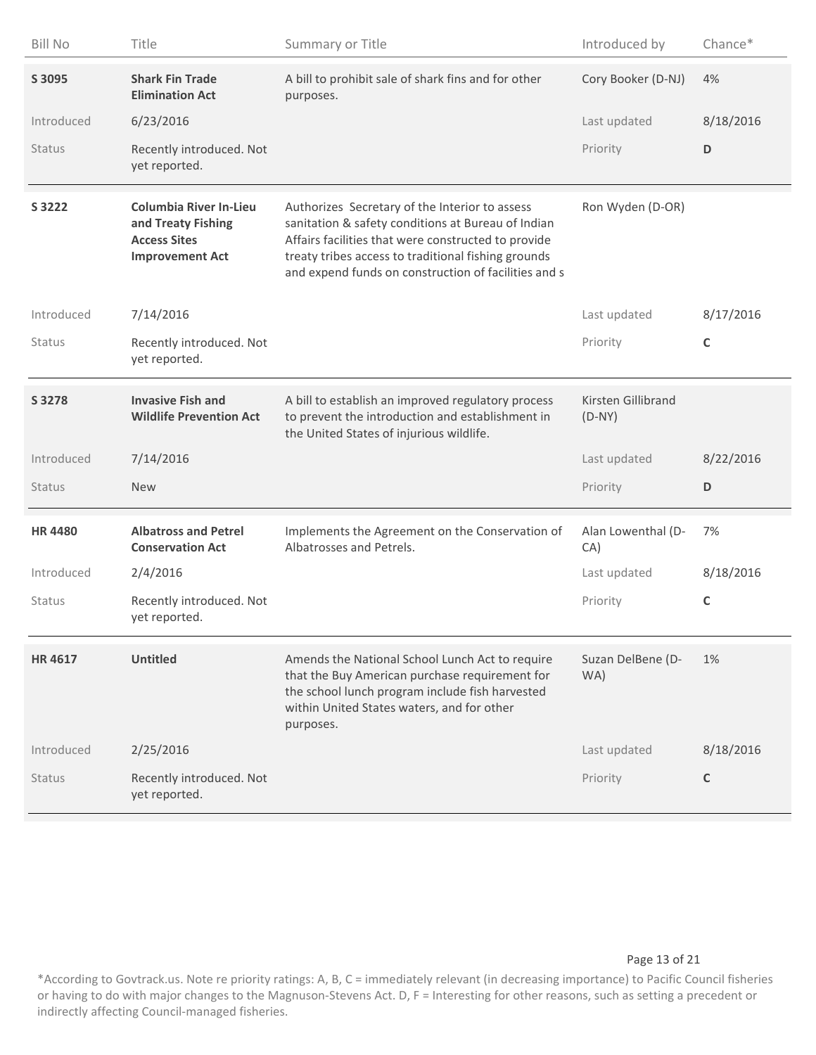| Bill No | Title | Summary or Title | Introduced by | Chance* |
|---|---|---|---|---|
| **S 3095** | **Shark Fin Trade Elimination Act** | A bill to prohibit sale of shark fins and for other purposes. | Cory Booker (D-NJ) | 4% |
| Introduced | 6/23/2016 | | Last updated | 8/18/2016 |
| Status | Recently introduced. Not yet reported. | | Priority | **D** |
| **S 3222** | **Columbia River In-Lieu and Treaty Fishing Access Sites Improvement Act** | Authorizes Secretary of the Interior to assess sanitation & safety conditions at Bureau of Indian Affairs facilities that were constructed to provide treaty tribes access to traditional fishing grounds and expend funds on construction of facilities and s | Ron Wyden (D-OR) | |
| Introduced | 7/14/2016 | | Last updated | 8/17/2016 |
| Status | Recently introduced. Not yet reported. | | Priority | **C** |
| **S 3278** | **Invasive Fish and Wildlife Prevention Act** | A bill to establish an improved regulatory process to prevent the introduction and establishment in the United States of injurious wildlife. | Kirsten Gillibrand (D-NY) | |
| Introduced | 7/14/2016 | | Last updated | 8/22/2016 |
| Status | New | | Priority | **D** |
| **HR 4480** | **Albatross and Petrel Conservation Act** | Implements the Agreement on the Conservation of Albatrosses and Petrels. | Alan Lowenthal (D-CA) | 7% |
| Introduced | 2/4/2016 | | Last updated | 8/18/2016 |
| Status | Recently introduced. Not yet reported. | | Priority | **C** |
| **HR 4617** | **Untitled** | Amends the National School Lunch Act to require that the Buy American purchase requirement for the school lunch program include fish harvested within United States waters, and for other purposes. | Suzan DelBene (D-WA) | 1% |
| Introduced | 2/25/2016 | | Last updated | 8/18/2016 |
| Status | Recently introduced. Not yet reported. | | Priority | **C** |

*According to Govtrack.us. Note re priority ratings: A, B, C = immediately relevant (in decreasing importance) to Pacific Council fisheries or having to do with major changes to the Magnuson-Stevens Act. D, F = Interesting for other reasons, such as setting a precedent or indirectly affecting Council-managed fisheries.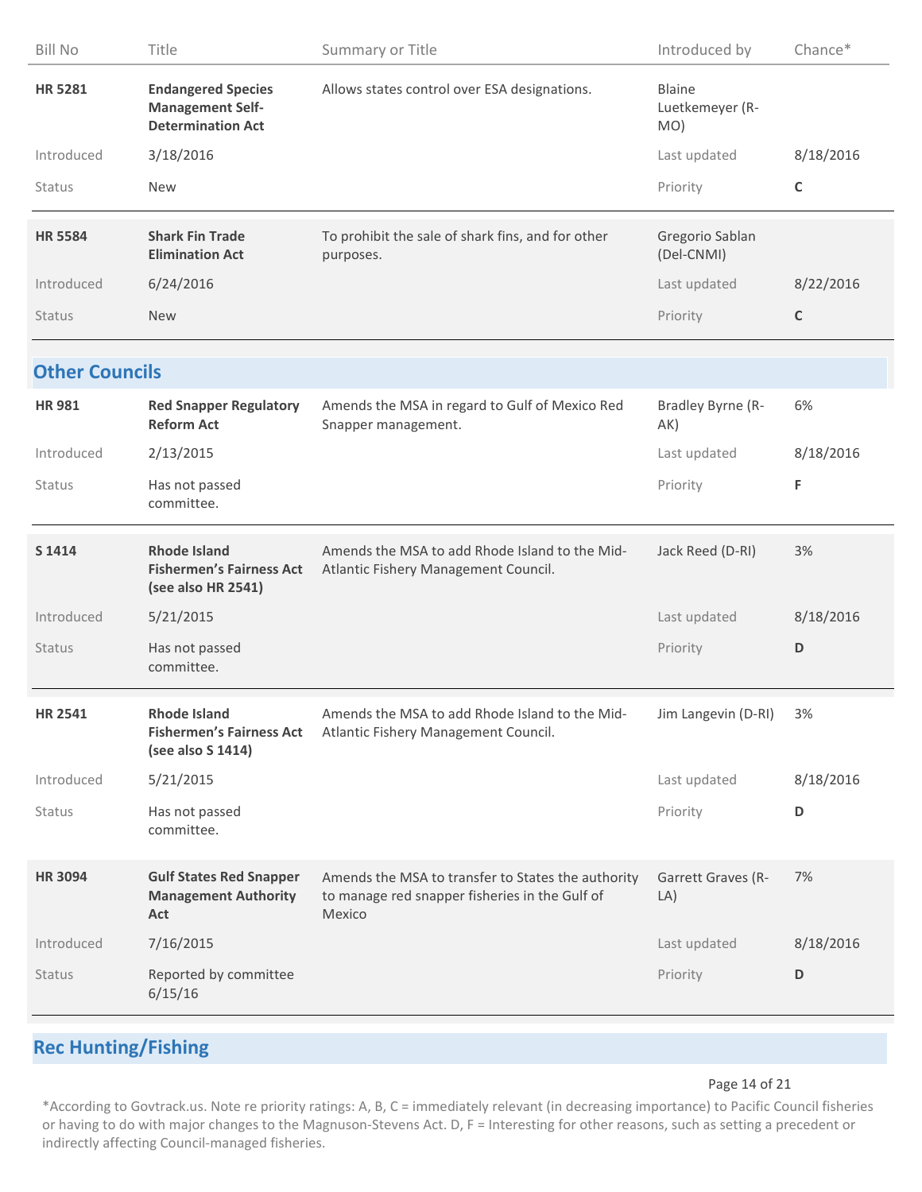| Bill No | Title | Summary or Title | Introduced by | Chance* |
|---|---|---|---|---|
| **HR 5281** | **Endangered Species Management Self-Determination Act** | Allows states control over ESA designations. | Blaine Luetkemeyer (R-MO) | |
| Introduced | 3/18/2016 | | Last updated | 8/18/2016 |
| Status | New | | Priority | **C** |
| **HR 5584** | **Shark Fin Trade Elimination Act** | To prohibit the sale of shark fins, and for other purposes. | Gregorio Sablan (Del-CNMI) | |
| Introduced | 6/24/2016 | | Last updated | 8/22/2016 |
| Status | New | | Priority | **C** |

## Other Councils

| Bill No | Title | Summary or Title | Introduced by | Chance* |
|---|---|---|---|---|
| **HR 981** | **Red Snapper Regulatory Reform Act** | Amends the MSA in regard to Gulf of Mexico Red Snapper management. | Bradley Byrne (R-AK) | 6% |
| Introduced | 2/13/2015 | | Last updated | 8/18/2016 |
| Status | Has not passed committee. | | Priority | **F** |
| **S 1414** | **Rhode Island Fishermen's Fairness Act (see also HR 2541)** | Amends the MSA to add Rhode Island to the Mid-Atlantic Fishery Management Council. | Jack Reed (D-RI) | 3% |
| Introduced | 5/21/2015 | | Last updated | 8/18/2016 |
| Status | Has not passed committee. | | Priority | **D** |
| **HR 2541** | **Rhode Island Fishermen's Fairness Act (see also S 1414)** | Amends the MSA to add Rhode Island to the Mid-Atlantic Fishery Management Council. | Jim Langevin (D-RI) | 3% |
| Introduced | 5/21/2015 | | Last updated | 8/18/2016 |
| Status | Has not passed committee. | | Priority | **D** |
| **HR 3094** | **Gulf States Red Snapper Management Authority Act** | Amends the MSA to transfer to States the authority to manage red snapper fisheries in the Gulf of Mexico | Garrett Graves (R-LA) | 7% |
| Introduced | 7/16/2015 | | Last updated | 8/18/2016 |
| Status | Reported by committee 6/15/16 | | Priority | **D** |

## Rec Hunting/Fishing

*According to Govtrack.us. Note re priority ratings: A, B, C = immediately relevant (in decreasing importance) to Pacific Council fisheries or having to do with major changes to the Magnuson-Stevens Act. D, F = Interesting for other reasons, such as setting a precedent or indirectly affecting Council-managed fisheries.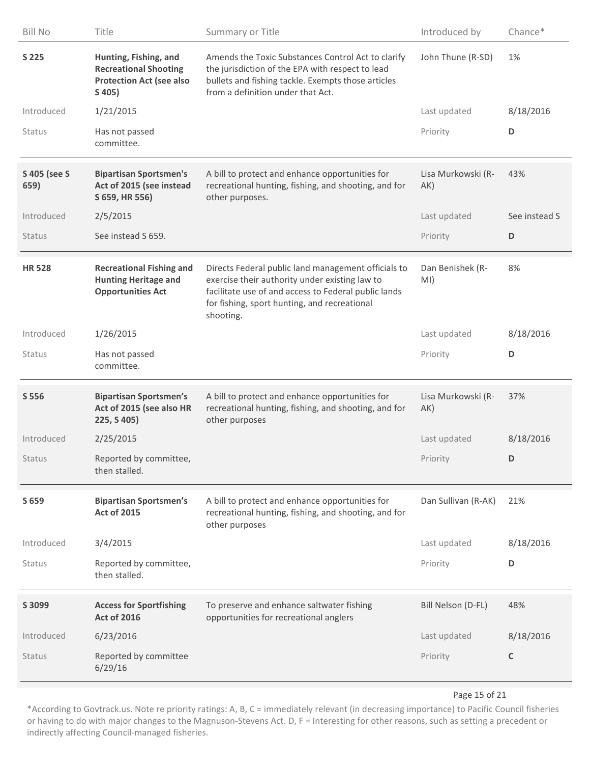| Bill No | Title | Summary or Title | Introduced by | Chance* |
|---|---|---|---|---|
| **S 225** | **Hunting, Fishing, and Recreational Shooting Protection Act (see also S 405)** | Amends the Toxic Substances Control Act to clarify the jurisdiction of the EPA with respect to lead bullets and fishing tackle. Exempts those articles from a definition under that Act. | John Thune (R-SD) | 1% |
| Introduced | 1/21/2015 | | Last updated | 8/18/2016 |
| Status | Has not passed committee. | | Priority | **D** |
| **S 405 (see S 659)** | **Bipartisan Sportsmen's Act of 2015 (see instead S 659, HR 556)** | A bill to protect and enhance opportunities for recreational hunting, fishing, and shooting, and for other purposes. | Lisa Murkowski (R-AK) | 43% |
| Introduced | 2/5/2015 | | Last updated | See instead S |
| Status | See instead S 659. | | Priority | **D** |
| **HR 528** | **Recreational Fishing and Hunting Heritage and Opportunities Act** | Directs Federal public land management officials to exercise their authority under existing law to facilitate use of and access to Federal public lands for fishing, sport hunting, and recreational shooting. | Dan Benishek (R-MI) | 8% |
| Introduced | 1/26/2015 | | Last updated | 8/18/2016 |
| Status | Has not passed committee. | | Priority | **D** |
| **S 556** | **Bipartisan Sportsmen's Act of 2015 (see also HR 225, S 405)** | A bill to protect and enhance opportunities for recreational hunting, fishing, and shooting, and for other purposes | Lisa Murkowski (R-AK) | 37% |
| Introduced | 2/25/2015 | | Last updated | 8/18/2016 |
| Status | Reported by committee, then stalled. | | Priority | **D** |
| **S 659** | **Bipartisan Sportsmen's Act of 2015** | A bill to protect and enhance opportunities for recreational hunting, fishing, and shooting, and for other purposes | Dan Sullivan (R-AK) | 21% |
| Introduced | 3/4/2015 | | Last updated | 8/18/2016 |
| Status | Reported by committee, then stalled. | | Priority | **D** |
| **S 3099** | **Access for Sportfishing Act of 2016** | To preserve and enhance saltwater fishing opportunities for recreational anglers | Bill Nelson (D-FL) | 48% |
| Introduced | 6/23/2016 | | Last updated | 8/18/2016 |
| Status | Reported by committee 6/29/16 | | Priority | **C** |

*According to Govtrack.us. Note re priority ratings: A, B, C = immediately relevant (in decreasing importance) to Pacific Council fisheries or having to do with major changes to the Magnuson-Stevens Act. D, F = Interesting for other reasons, such as setting a precedent or indirectly affecting Council-managed fisheries.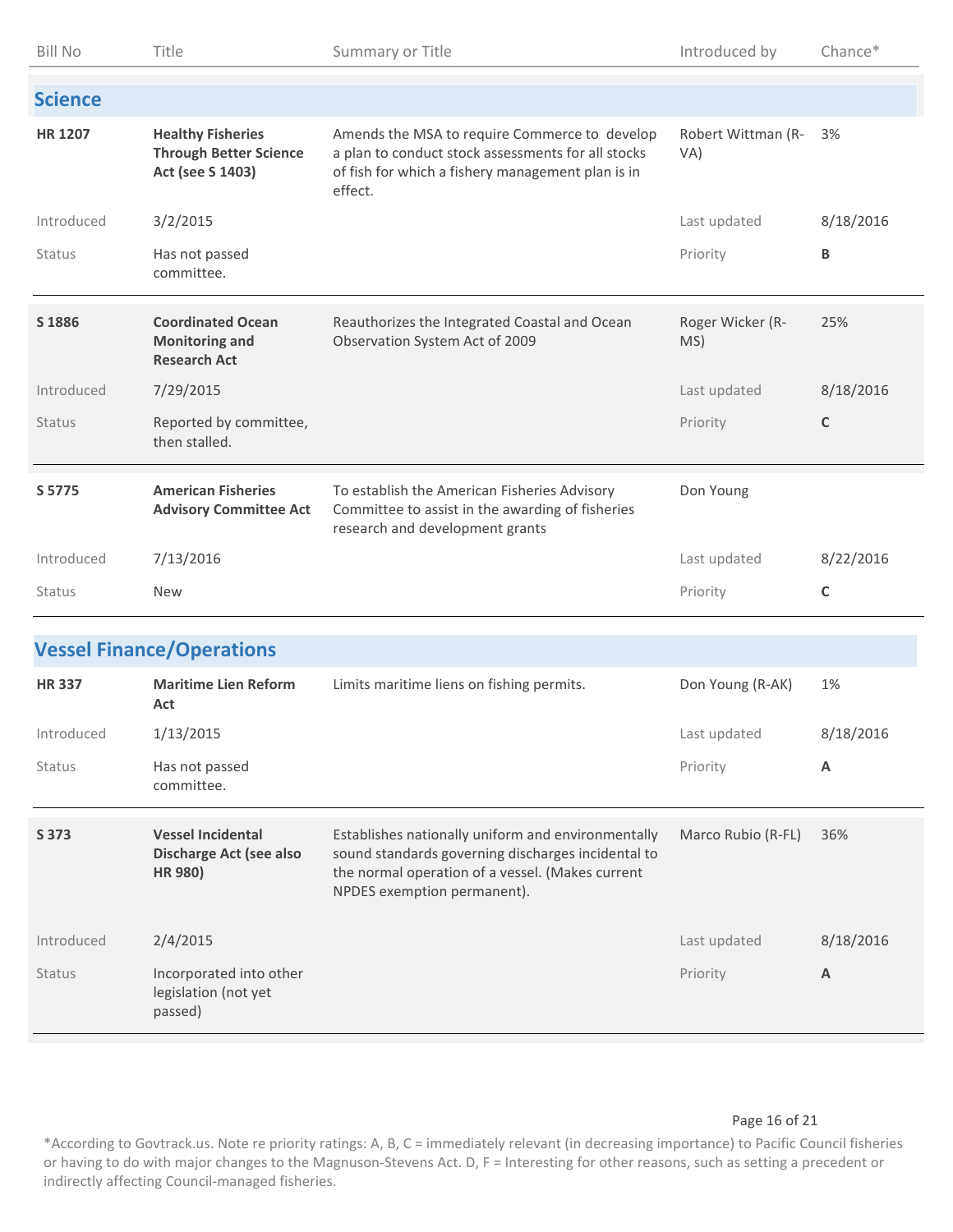| Bill No | Title | Summary or Title | Introduced by | Chance* |
|---|---|---|---|---|
| **Science** | | | | |
| **HR 1207** | **Healthy Fisheries Through Better Science Act (see S 1403)** | Amends the MSA to require Commerce to develop a plan to conduct stock assessments for all stocks of fish for which a fishery management plan is in effect. | Robert Wittman (R-VA) | 3% |
| Introduced | 3/2/2015 | | Last updated | 8/18/2016 |
| Status | Has not passed committee. | | Priority | **B** |
| **S 1886** | **Coordinated Ocean Monitoring and Research Act** | Reauthorizes the Integrated Coastal and Ocean Observation System Act of 2009 | Roger Wicker (R-MS) | 25% |
| Introduced | 7/29/2015 | | Last updated | 8/18/2016 |
| Status | Reported by committee, then stalled. | | Priority | **C** |
| **S 5775** | **American Fisheries Advisory Committee Act** | To establish the American Fisheries Advisory Committee to assist in the awarding of fisheries research and development grants | Don Young | |
| Introduced | 7/13/2016 | | Last updated | 8/22/2016 |
| Status | New | | Priority | **C** |
| **Vessel Finance/Operations** | | | | |
| **HR 337** | **Maritime Lien Reform Act** | Limits maritime liens on fishing permits. | Don Young (R-AK) | 1% |
| Introduced | 1/13/2015 | | Last updated | 8/18/2016 |
| Status | Has not passed committee. | | Priority | **A** |
| **S 373** | **Vessel Incidental Discharge Act (see also HR 980)** | Establishes nationally uniform and environmentally sound standards governing discharges incidental to the normal operation of a vessel. (Makes current NPDES exemption permanent). | Marco Rubio (R-FL) | 36% |
| Introduced | 2/4/2015 | | Last updated | 8/18/2016 |
| Status | Incorporated into other legislation (not yet passed) | | Priority | **A** |

*According to Govtrack.us. Note re priority ratings: A, B, C = immediately relevant (in decreasing importance) to Pacific Council fisheries or having to do with major changes to the Magnuson-Stevens Act. D, F = Interesting for other reasons, such as setting a precedent or indirectly affecting Council-managed fisheries.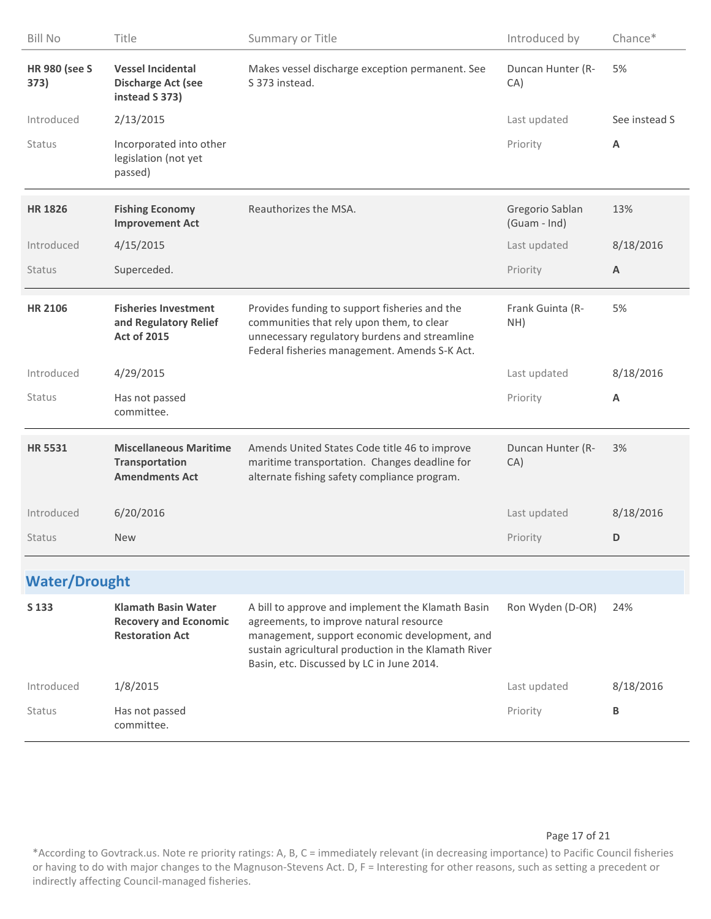| Bill No | Title | Summary or Title | Introduced by | Chance* |
|---|---|---|---|---|
| **HR 980 (see S 373)** | **Vessel Incidental Discharge Act (see instead S 373)** | Makes vessel discharge exception permanent. See S 373 instead. | Duncan Hunter (R-CA) | 5% |
| Introduced | 2/13/2015 | | Last updated | See instead S |
| Status | Incorporated into other legislation (not yet passed) | | Priority | **A** |
| **HR 1826** | **Fishing Economy Improvement Act** | Reauthorizes the MSA. | Gregorio Sablan (Guam - Ind) | 13% |
| Introduced | 4/15/2015 | | Last updated | 8/18/2016 |
| Status | Superceded. | | Priority | **A** |
| **HR 2106** | **Fisheries Investment and Regulatory Relief Act of 2015** | Provides funding to support fisheries and the communities that rely upon them, to clear unnecessary regulatory burdens and streamline Federal fisheries management. Amends S-K Act. | Frank Guinta (R-NH) | 5% |
| Introduced | 4/29/2015 | | Last updated | 8/18/2016 |
| Status | Has not passed committee. | | Priority | **A** |
| **HR 5531** | **Miscellaneous Maritime Transportation Amendments Act** | Amends United States Code title 46 to improve maritime transportation. Changes deadline for alternate fishing safety compliance program. | Duncan Hunter (R-CA) | 3% |
| Introduced | 6/20/2016 | | Last updated | 8/18/2016 |
| Status | New | | Priority | **D** |

## Water/Drought

| Bill No | Title | Summary or Title | Introduced by | Chance* |
|---|---|---|---|---|
| **S 133** | **Klamath Basin Water Recovery and Economic Restoration Act** | A bill to approve and implement the Klamath Basin agreements, to improve natural resource management, support economic development, and sustain agricultural production in the Klamath River Basin, etc. Discussed by LC in June 2014. | Ron Wyden (D-OR) | 24% |
| Introduced | 1/8/2015 | | Last updated | 8/18/2016 |
| Status | Has not passed committee. | | Priority | **B** |

*According to Govtrack.us. Note re priority ratings: A, B, C = immediately relevant (in decreasing importance) to Pacific Council fisheries or having to do with major changes to the Magnuson-Stevens Act. D, F = Interesting for other reasons, such as setting a precedent or indirectly affecting Council-managed fisheries.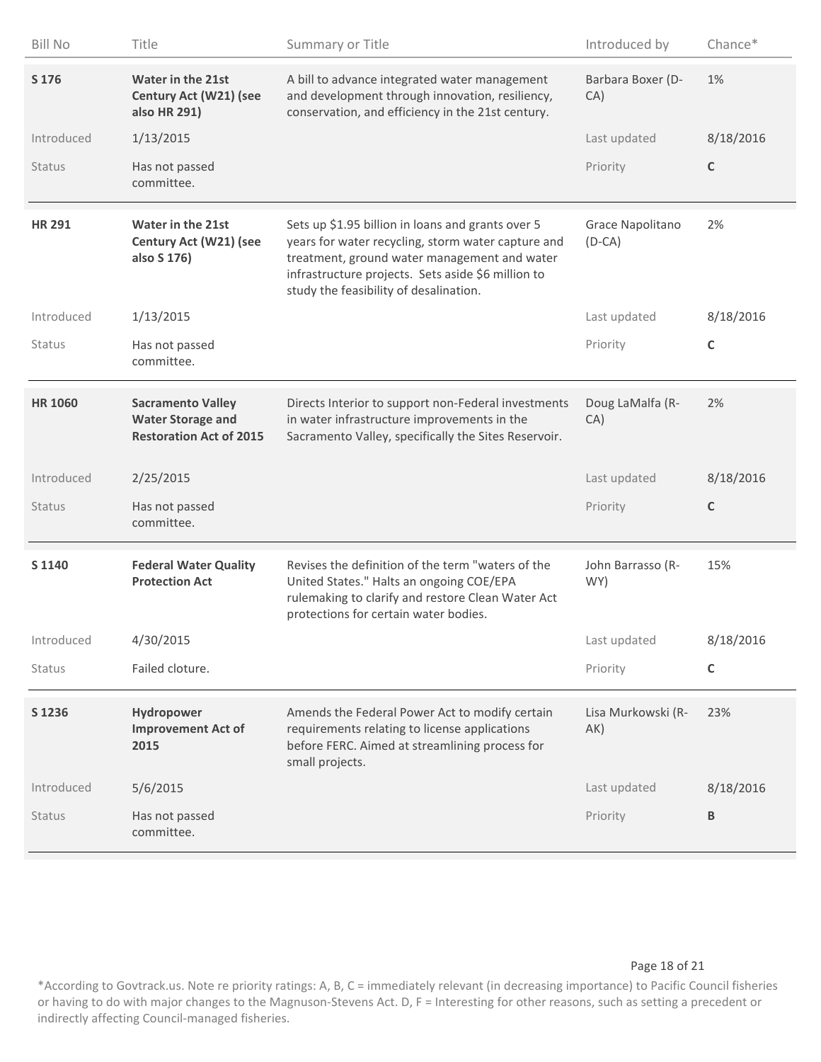| Bill No | Title | Summary or Title | Introduced by | Chance* |
|---|---|---|---|---|
| **S 176** | **Water in the 21st Century Act (W21) (see also HR 291)** | A bill to advance integrated water management and development through innovation, resiliency, conservation, and efficiency in the 21st century. | Barbara Boxer (D-CA) | 1% |
| Introduced | 1/13/2015 | | Last updated | 8/18/2016 |
| Status | Has not passed committee. | | Priority | **C** |
| **HR 291** | **Water in the 21st Century Act (W21) (see also S 176)** | Sets up $1.95 billion in loans and grants over 5 years for water recycling, storm water capture and treatment, ground water management and water infrastructure projects. Sets aside $6 million to study the feasibility of desalination. | Grace Napolitano (D-CA) | 2% |
| Introduced | 1/13/2015 | | Last updated | 8/18/2016 |
| Status | Has not passed committee. | | Priority | **C** |
| **HR 1060** | **Sacramento Valley Water Storage and Restoration Act of 2015** | Directs Interior to support non-Federal investments in water infrastructure improvements in the Sacramento Valley, specifically the Sites Reservoir. | Doug LaMalfa (R-CA) | 2% |
| Introduced | 2/25/2015 | | Last updated | 8/18/2016 |
| Status | Has not passed committee. | | Priority | **C** |
| **S 1140** | **Federal Water Quality Protection Act** | Revises the definition of the term "waters of the United States." Halts an ongoing COE/EPA rulemaking to clarify and restore Clean Water Act protections for certain water bodies. | John Barrasso (R-WY) | 15% |
| Introduced | 4/30/2015 | | Last updated | 8/18/2016 |
| Status | Failed cloture. | | Priority | **C** |
| **S 1236** | **Hydropower Improvement Act of 2015** | Amends the Federal Power Act to modify certain requirements relating to license applications before FERC. Aimed at streamlining process for small projects. | Lisa Murkowski (R-AK) | 23% |
| Introduced | 5/6/2015 | | Last updated | 8/18/2016 |
| Status | Has not passed committee. | | Priority | **B** |

*According to Govtrack.us. Note re priority ratings: A, B, C = immediately relevant (in decreasing importance) to Pacific Council fisheries or having to do with major changes to the Magnuson-Stevens Act. D, F = Interesting for other reasons, such as setting a precedent or indirectly affecting Council-managed fisheries.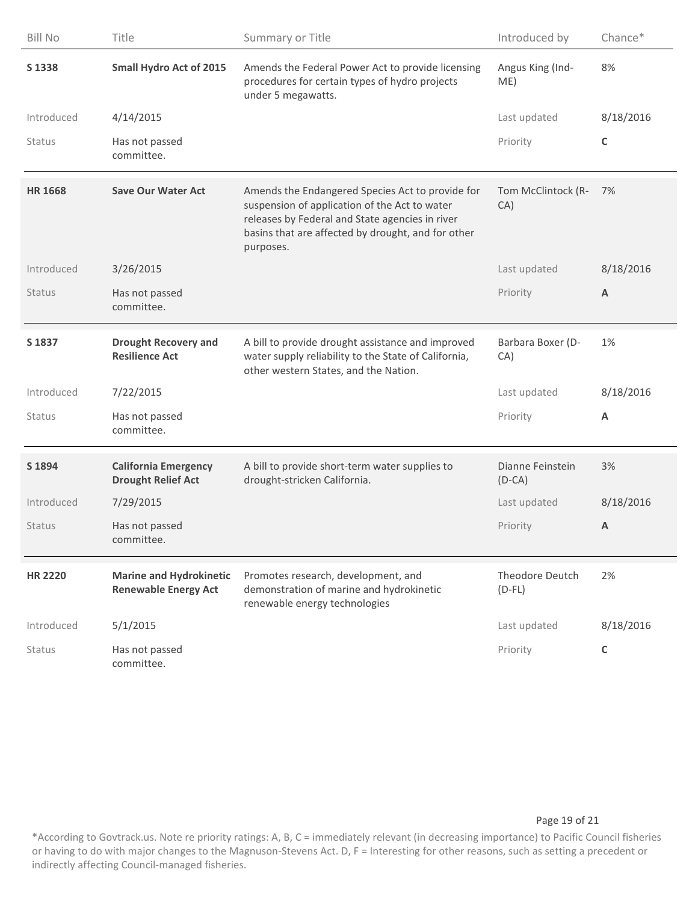| Bill No | Title | Summary or Title | Introduced by | Chance* |
|---|---|---|---|---|
| **S 1338** | **Small Hydro Act of 2015** | Amends the Federal Power Act to provide licensing procedures for certain types of hydro projects under 5 megawatts. | Angus King (Ind-ME) | 8% |
| Introduced | 4/14/2015 | | Last updated | 8/18/2016 |
| Status | Has not passed committee. | | Priority | **C** |
| **HR 1668** | **Save Our Water Act** | Amends the Endangered Species Act to provide for suspension of application of the Act to water releases by Federal and State agencies in river basins that are affected by drought, and for other purposes. | Tom McClintock (R-CA) | 7% |
| Introduced | 3/26/2015 | | Last updated | 8/18/2016 |
| Status | Has not passed committee. | | Priority | **A** |
| **S 1837** | **Drought Recovery and Resilience Act** | A bill to provide drought assistance and improved water supply reliability to the State of California, other western States, and the Nation. | Barbara Boxer (D-CA) | 1% |
| Introduced | 7/22/2015 | | Last updated | 8/18/2016 |
| Status | Has not passed committee. | | Priority | **A** |
| **S 1894** | **California Emergency Drought Relief Act** | A bill to provide short-term water supplies to drought-stricken California. | Dianne Feinstein (D-CA) | 3% |
| Introduced | 7/29/2015 | | Last updated | 8/18/2016 |
| Status | Has not passed committee. | | Priority | **A** |
| **HR 2220** | **Marine and Hydrokinetic Renewable Energy Act** | Promotes research, development, and demonstration of marine and hydrokinetic renewable energy technologies | Theodore Deutch (D-FL) | 2% |
| Introduced | 5/1/2015 | | Last updated | 8/18/2016 |
| Status | Has not passed committee. | | Priority | **C** |

*According to Govtrack.us. Note re priority ratings: A, B, C = immediately relevant (in decreasing importance) to Pacific Council fisheries or having to do with major changes to the Magnuson-Stevens Act. D, F = Interesting for other reasons, such as setting a precedent or indirectly affecting Council-managed fisheries.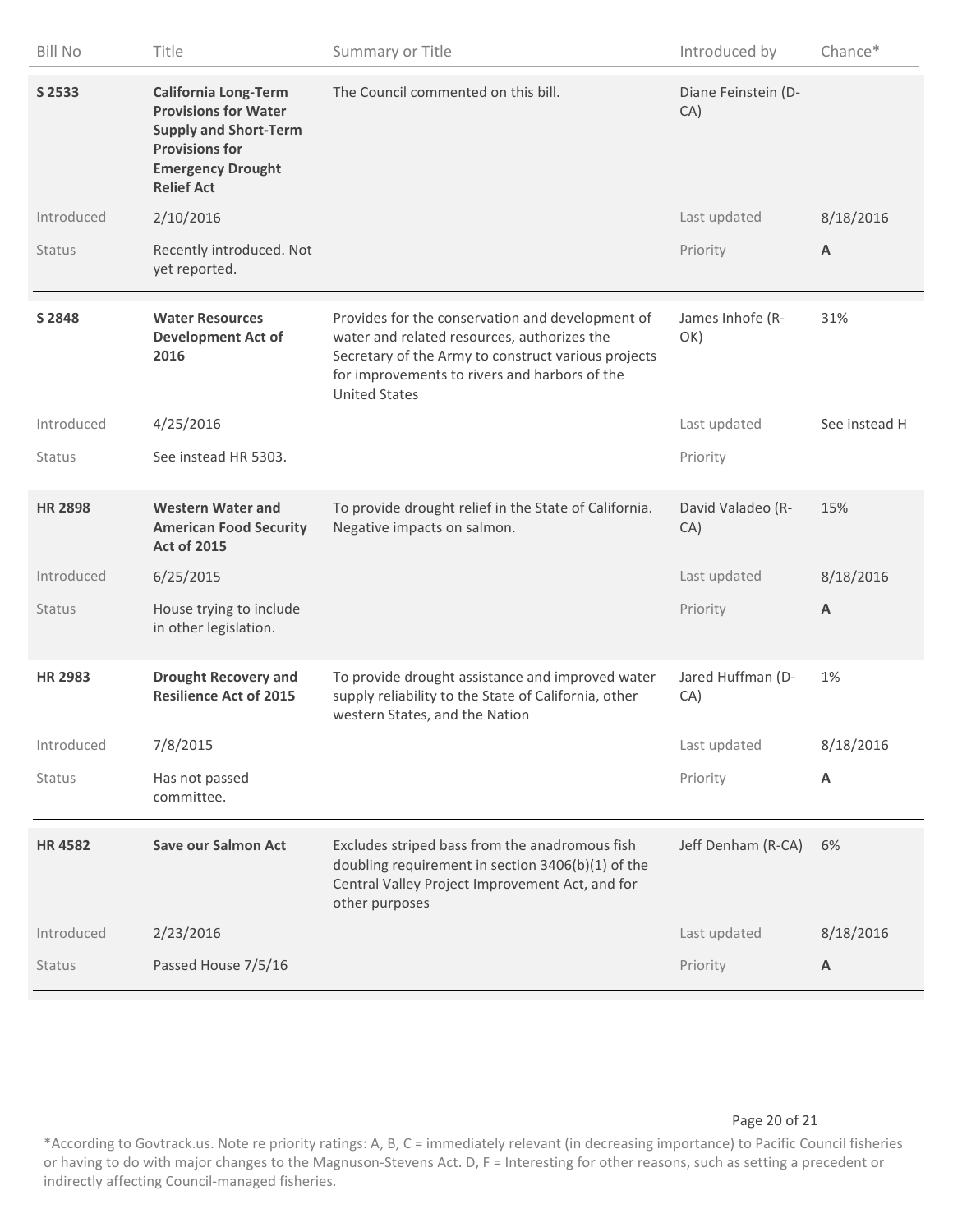| Bill No | Title | Summary or Title | Introduced by | Chance* |
|---|---|---|---|---|
| **S 2533** | **California Long-Term Provisions for Water Supply and Short-Term Provisions for Emergency Drought Relief Act** | The Council commented on this bill. | Diane Feinstein (D-CA) | |
| Introduced | 2/10/2016 | | Last updated | 8/18/2016 |
| Status | Recently introduced. Not yet reported. | | Priority | **A** |
| **S 2848** | **Water Resources Development Act of 2016** | Provides for the conservation and development of water and related resources, authorizes the Secretary of the Army to construct various projects for improvements to rivers and harbors of the United States | James Inhofe (R-OK) | 31% |
| Introduced | 4/25/2016 | | Last updated | See instead H |
| Status | See instead HR 5303. | | Priority | |
| **HR 2898** | **Western Water and American Food Security Act of 2015** | To provide drought relief in the State of California. Negative impacts on salmon. | David Valadeo (R-CA) | 15% |
| Introduced | 6/25/2015 | | Last updated | 8/18/2016 |
| Status | House trying to include in other legislation. | | Priority | **A** |
| **HR 2983** | **Drought Recovery and Resilience Act of 2015** | To provide drought assistance and improved water supply reliability to the State of California, other western States, and the Nation | Jared Huffman (D-CA) | 1% |
| Introduced | 7/8/2015 | | Last updated | 8/18/2016 |
| Status | Has not passed committee. | | Priority | **A** |
| **HR 4582** | **Save our Salmon Act** | Excludes striped bass from the anadromous fish doubling requirement in section 3406(b)(1) of the Central Valley Project Improvement Act, and for other purposes | Jeff Denham (R-CA) | 6% |
| Introduced | 2/23/2016 | | Last updated | 8/18/2016 |
| Status | Passed House 7/5/16 | | Priority | **A** |

*According to Govtrack.us. Note re priority ratings: A, B, C = immediately relevant (in decreasing importance) to Pacific Council fisheries or having to do with major changes to the Magnuson-Stevens Act. D, F = Interesting for other reasons, such as setting a precedent or indirectly affecting Council-managed fisheries.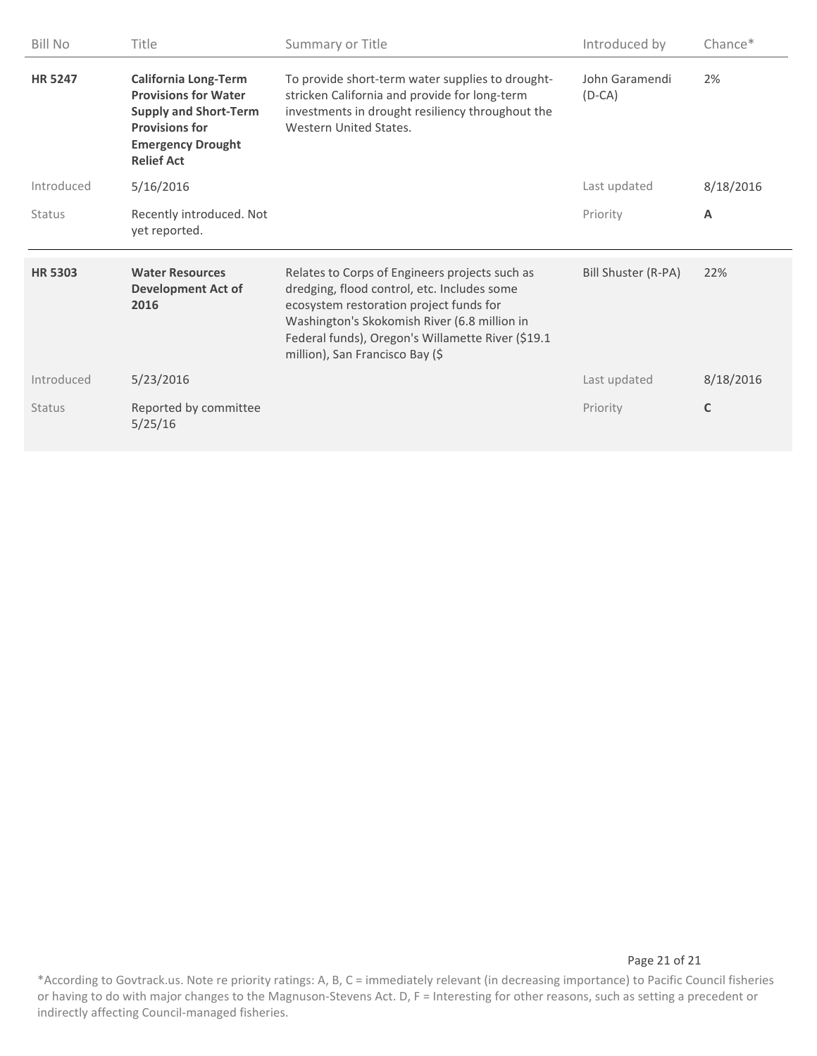| Bill No | Title | Summary or Title | Introduced by | Chance* |
|---|---|---|---|---|
| **HR 5247** | **California Long-Term Provisions for Water Supply and Short-Term Provisions for Emergency Drought Relief Act** | To provide short-term water supplies to drought-stricken California and provide for long-term investments in drought resiliency throughout the Western United States. | John Garamendi (D-CA) | 2% |
| Introduced | 5/16/2016 | | Last updated | 8/18/2016 |
| Status | Recently introduced. Not yet reported. | | Priority | **A** |
| **HR 5303** | **Water Resources Development Act of 2016** | Relates to Corps of Engineers projects such as dredging, flood control, etc. Includes some ecosystem restoration project funds for Washington's Skokomish River (6.8 million in Federal funds), Oregon's Willamette River ($19.1 million), San Francisco Bay ($ | Bill Shuster (R-PA) | 22% |
| Introduced | 5/23/2016 | | Last updated | 8/18/2016 |
| Status | Reported by committee 5/25/16 | | Priority | **C** |

*According to Govtrack.us. Note re priority ratings: A, B, C = immediately relevant (in decreasing importance) to Pacific Council fisheries or having to do with major changes to the Magnuson-Stevens Act. D, F = Interesting for other reasons, such as setting a precedent or indirectly affecting Council-managed fisheries.